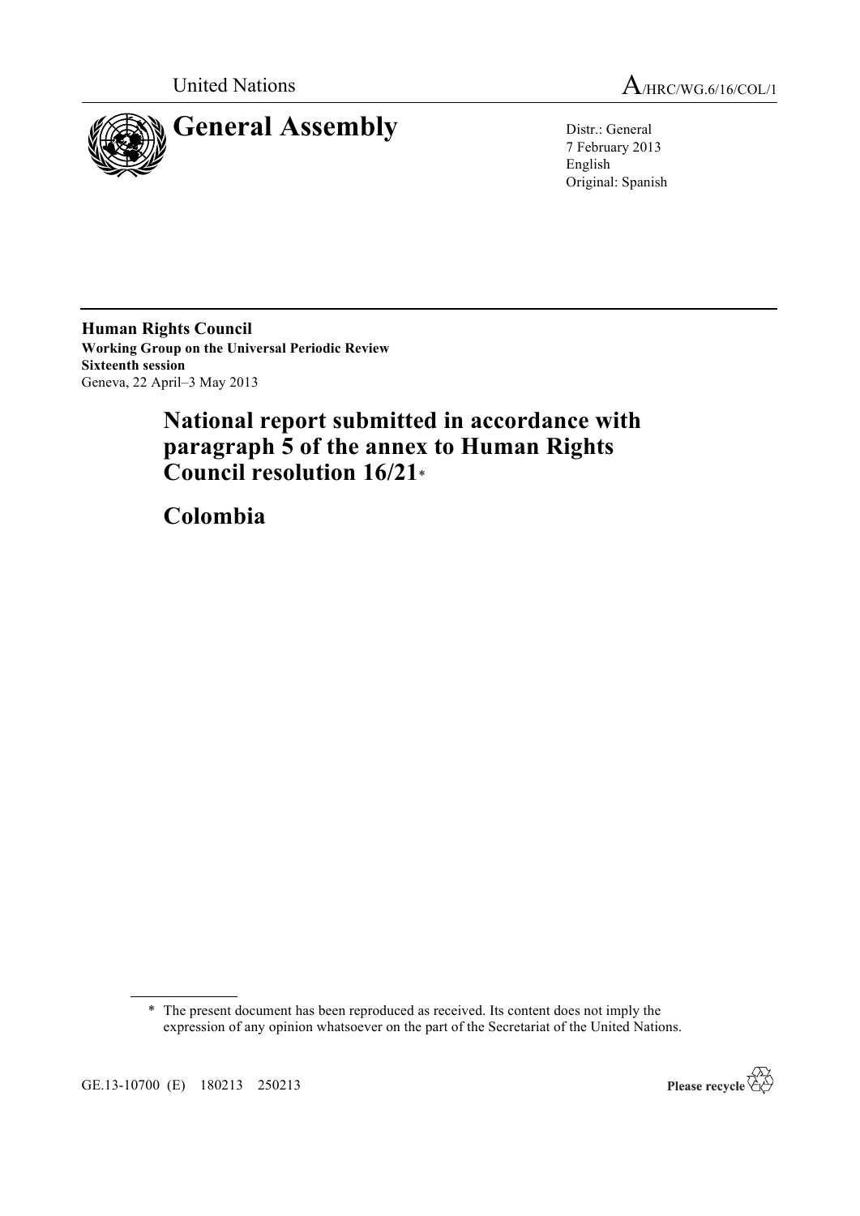United Nations

A/HRC/WG.6/16/COL/1

# General Assembly

Distr.: General
7 February 2013
English
Original: Spanish

**Human Rights Council**
**Working Group on the Universal Periodic Review**
**Sixteenth session**
Geneva, 22 April–3 May 2013

# National report submitted in accordance with paragraph 5 of the annex to Human Rights Council resolution 16/21*

# Colombia

* The present document has been reproduced as received. Its content does not imply the expression of any opinion whatsoever on the part of the Secretariat of the United Nations.

GE.13-10700 (E) 180213 250213

Please recycle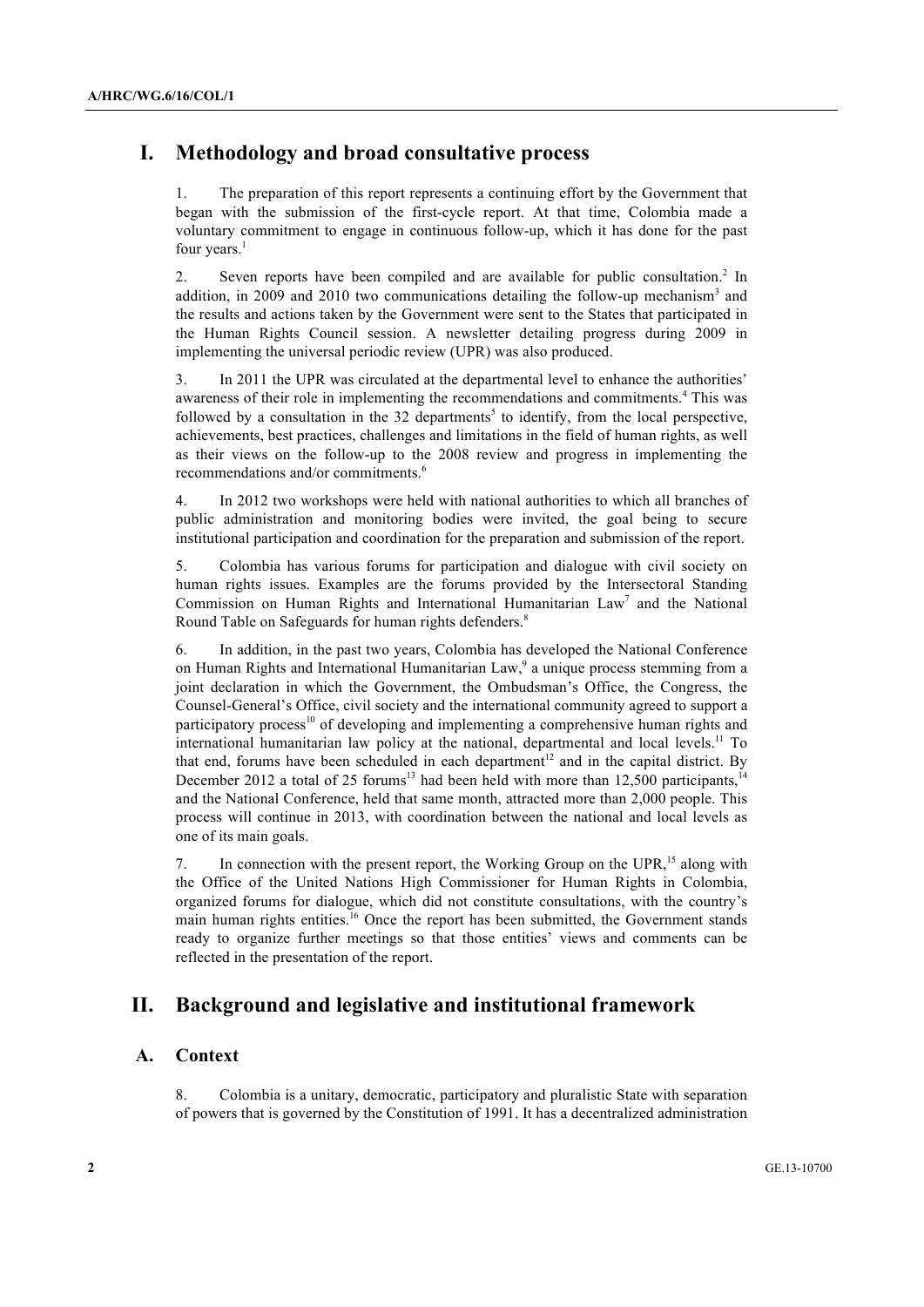## I. Methodology and broad consultative process

1. The preparation of this report represents a continuing effort by the Government that began with the submission of the first-cycle report. At that time, Colombia made a voluntary commitment to engage in continuous follow-up, which it has done for the past four years.[1]

2. Seven reports have been compiled and are available for public consultation.[2] In addition, in 2009 and 2010 two communications detailing the follow-up mechanism[3] and the results and actions taken by the Government were sent to the States that participated in the Human Rights Council session. A newsletter detailing progress during 2009 in implementing the universal periodic review (UPR) was also produced.

3. In 2011 the UPR was circulated at the departmental level to enhance the authorities' awareness of their role in implementing the recommendations and commitments.[4] This was followed by a consultation in the 32 departments[5] to identify, from the local perspective, achievements, best practices, challenges and limitations in the field of human rights, as well as their views on the follow-up to the 2008 review and progress in implementing the recommendations and/or commitments.[6]

4. In 2012 two workshops were held with national authorities to which all branches of public administration and monitoring bodies were invited, the goal being to secure institutional participation and coordination for the preparation and submission of the report.

5. Colombia has various forums for participation and dialogue with civil society on human rights issues. Examples are the forums provided by the Intersectoral Standing Commission on Human Rights and International Humanitarian Law[7] and the National Round Table on Safeguards for human rights defenders.[8]

6. In addition, in the past two years, Colombia has developed the National Conference on Human Rights and International Humanitarian Law,[9] a unique process stemming from a joint declaration in which the Government, the Ombudsman's Office, the Congress, the Counsel-General's Office, civil society and the international community agreed to support a participatory process[10] of developing and implementing a comprehensive human rights and international humanitarian law policy at the national, departmental and local levels.[11] To that end, forums have been scheduled in each department[12] and in the capital district. By December 2012 a total of 25 forums[13] had been held with more than 12,500 participants,[14] and the National Conference, held that same month, attracted more than 2,000 people. This process will continue in 2013, with coordination between the national and local levels as one of its main goals.

7. In connection with the present report, the Working Group on the UPR,[15] along with the Office of the United Nations High Commissioner for Human Rights in Colombia, organized forums for dialogue, which did not constitute consultations, with the country's main human rights entities.[16] Once the report has been submitted, the Government stands ready to organize further meetings so that those entities' views and comments can be reflected in the presentation of the report.

## II. Background and legislative and institutional framework

### A. Context

8. Colombia is a unitary, democratic, participatory and pluralistic State with separation of powers that is governed by the Constitution of 1991. It has a decentralized administration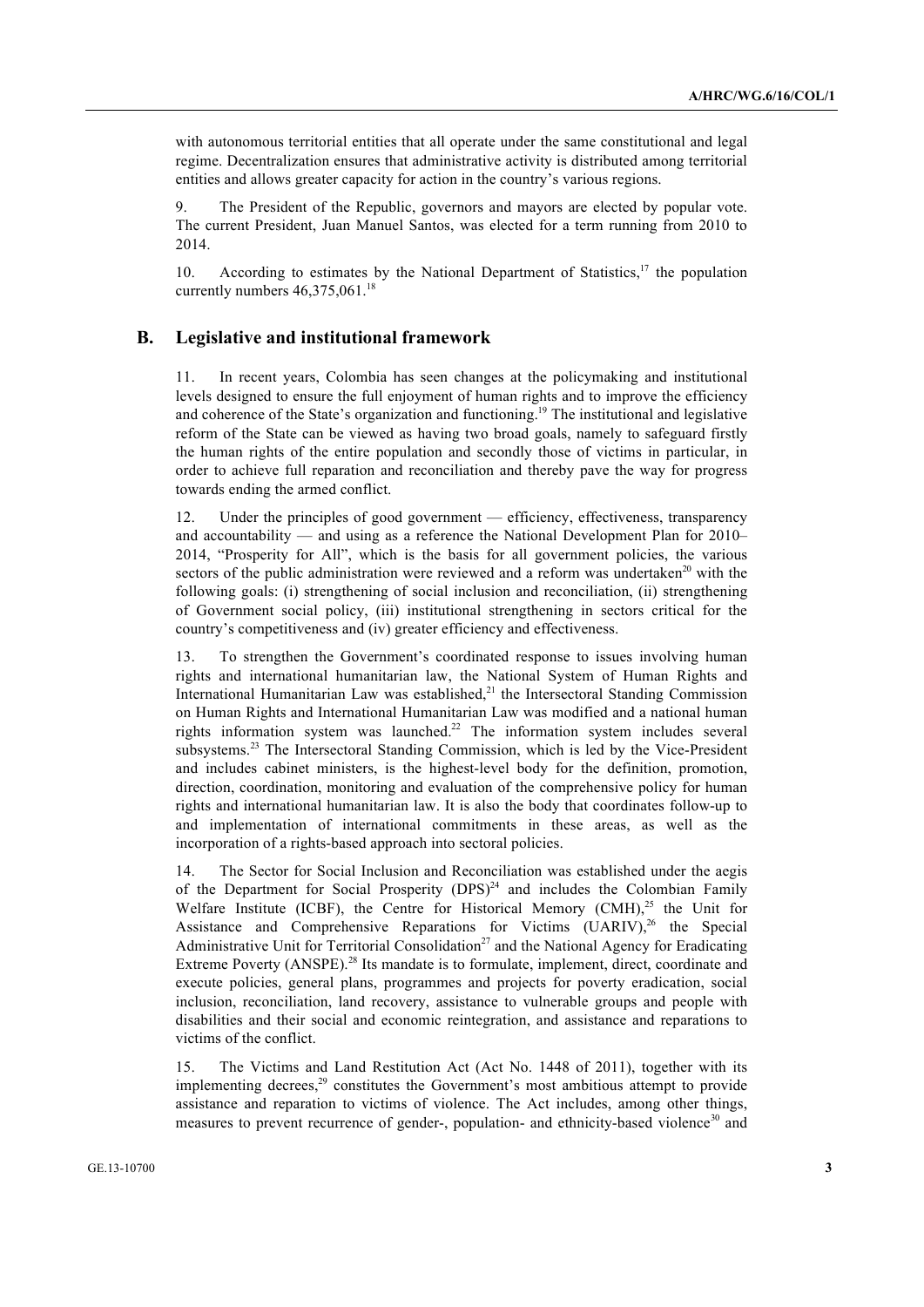with autonomous territorial entities that all operate under the same constitutional and legal regime. Decentralization ensures that administrative activity is distributed among territorial entities and allows greater capacity for action in the country's various regions.

9. The President of the Republic, governors and mayors are elected by popular vote. The current President, Juan Manuel Santos, was elected for a term running from 2010 to 2014.

10. According to estimates by the National Department of Statistics,[17] the population currently numbers 46,375,061.[18]

## B. Legislative and institutional framework

11. In recent years, Colombia has seen changes at the policymaking and institutional levels designed to ensure the full enjoyment of human rights and to improve the efficiency and coherence of the State's organization and functioning.[19] The institutional and legislative reform of the State can be viewed as having two broad goals, namely to safeguard firstly the human rights of the entire population and secondly those of victims in particular, in order to achieve full reparation and reconciliation and thereby pave the way for progress towards ending the armed conflict.

12. Under the principles of good government — efficiency, effectiveness, transparency and accountability — and using as a reference the National Development Plan for 2010–2014, "Prosperity for All", which is the basis for all government policies, the various sectors of the public administration were reviewed and a reform was undertaken[20] with the following goals: (i) strengthening of social inclusion and reconciliation, (ii) strengthening of Government social policy, (iii) institutional strengthening in sectors critical for the country's competitiveness and (iv) greater efficiency and effectiveness.

13. To strengthen the Government's coordinated response to issues involving human rights and international humanitarian law, the National System of Human Rights and International Humanitarian Law was established,[21] the Intersectoral Standing Commission on Human Rights and International Humanitarian Law was modified and a national human rights information system was launched.[22] The information system includes several subsystems.[23] The Intersectoral Standing Commission, which is led by the Vice-President and includes cabinet ministers, is the highest-level body for the definition, promotion, direction, coordination, monitoring and evaluation of the comprehensive policy for human rights and international humanitarian law. It is also the body that coordinates follow-up to and implementation of international commitments in these areas, as well as the incorporation of a rights-based approach into sectoral policies.

14. The Sector for Social Inclusion and Reconciliation was established under the aegis of the Department for Social Prosperity (DPS)[24] and includes the Colombian Family Welfare Institute (ICBF), the Centre for Historical Memory (CMH),[25] the Unit for Assistance and Comprehensive Reparations for Victims (UARIV),[26] the Special Administrative Unit for Territorial Consolidation[27] and the National Agency for Eradicating Extreme Poverty (ANSPE).[28] Its mandate is to formulate, implement, direct, coordinate and execute policies, general plans, programmes and projects for poverty eradication, social inclusion, reconciliation, land recovery, assistance to vulnerable groups and people with disabilities and their social and economic reintegration, and assistance and reparations to victims of the conflict.

15. The Victims and Land Restitution Act (Act No. 1448 of 2011), together with its implementing decrees,[29] constitutes the Government's most ambitious attempt to provide assistance and reparation to victims of violence. The Act includes, among other things, measures to prevent recurrence of gender-, population- and ethnicity-based violence[30] and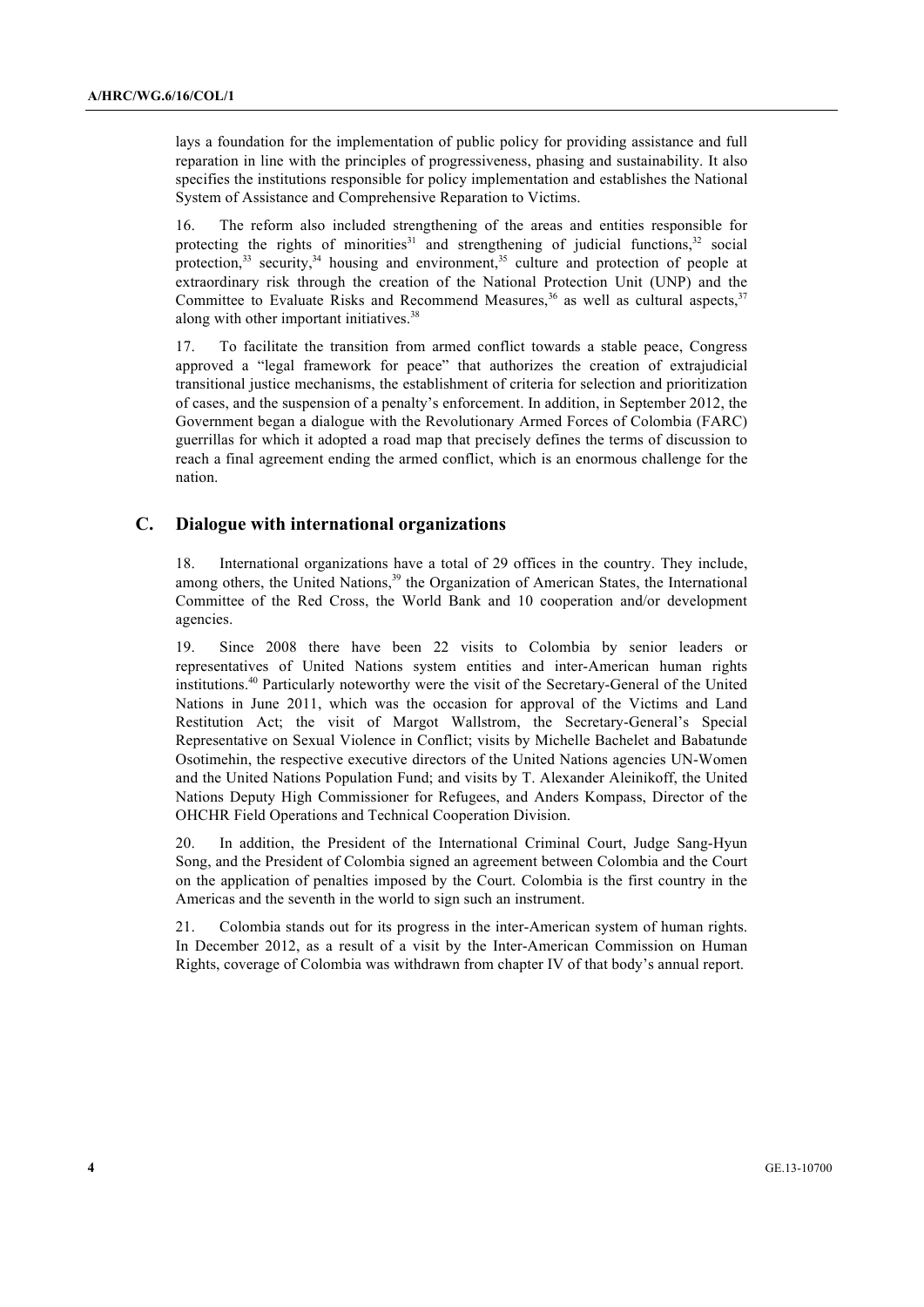lays a foundation for the implementation of public policy for providing assistance and full reparation in line with the principles of progressiveness, phasing and sustainability. It also specifies the institutions responsible for policy implementation and establishes the National System of Assistance and Comprehensive Reparation to Victims.

16. The reform also included strengthening of the areas and entities responsible for protecting the rights of minorities[31] and strengthening of judicial functions,[32] social protection,[33] security,[34] housing and environment,[35] culture and protection of people at extraordinary risk through the creation of the National Protection Unit (UNP) and the Committee to Evaluate Risks and Recommend Measures,[36] as well as cultural aspects,[37] along with other important initiatives.[38]

17. To facilitate the transition from armed conflict towards a stable peace, Congress approved a "legal framework for peace" that authorizes the creation of extrajudicial transitional justice mechanisms, the establishment of criteria for selection and prioritization of cases, and the suspension of a penalty's enforcement. In addition, in September 2012, the Government began a dialogue with the Revolutionary Armed Forces of Colombia (FARC) guerrillas for which it adopted a road map that precisely defines the terms of discussion to reach a final agreement ending the armed conflict, which is an enormous challenge for the nation.

## C. Dialogue with international organizations

18. International organizations have a total of 29 offices in the country. They include, among others, the United Nations,[39] the Organization of American States, the International Committee of the Red Cross, the World Bank and 10 cooperation and/or development agencies.

19. Since 2008 there have been 22 visits to Colombia by senior leaders or representatives of United Nations system entities and inter-American human rights institutions.[40] Particularly noteworthy were the visit of the Secretary-General of the United Nations in June 2011, which was the occasion for approval of the Victims and Land Restitution Act; the visit of Margot Wallstrom, the Secretary-General's Special Representative on Sexual Violence in Conflict; visits by Michelle Bachelet and Babatunde Osotimehin, the respective executive directors of the United Nations agencies UN-Women and the United Nations Population Fund; and visits by T. Alexander Aleinikoff, the United Nations Deputy High Commissioner for Refugees, and Anders Kompass, Director of the OHCHR Field Operations and Technical Cooperation Division.

20. In addition, the President of the International Criminal Court, Judge Sang-Hyun Song, and the President of Colombia signed an agreement between Colombia and the Court on the application of penalties imposed by the Court. Colombia is the first country in the Americas and the seventh in the world to sign such an instrument.

21. Colombia stands out for its progress in the inter-American system of human rights. In December 2012, as a result of a visit by the Inter-American Commission on Human Rights, coverage of Colombia was withdrawn from chapter IV of that body's annual report.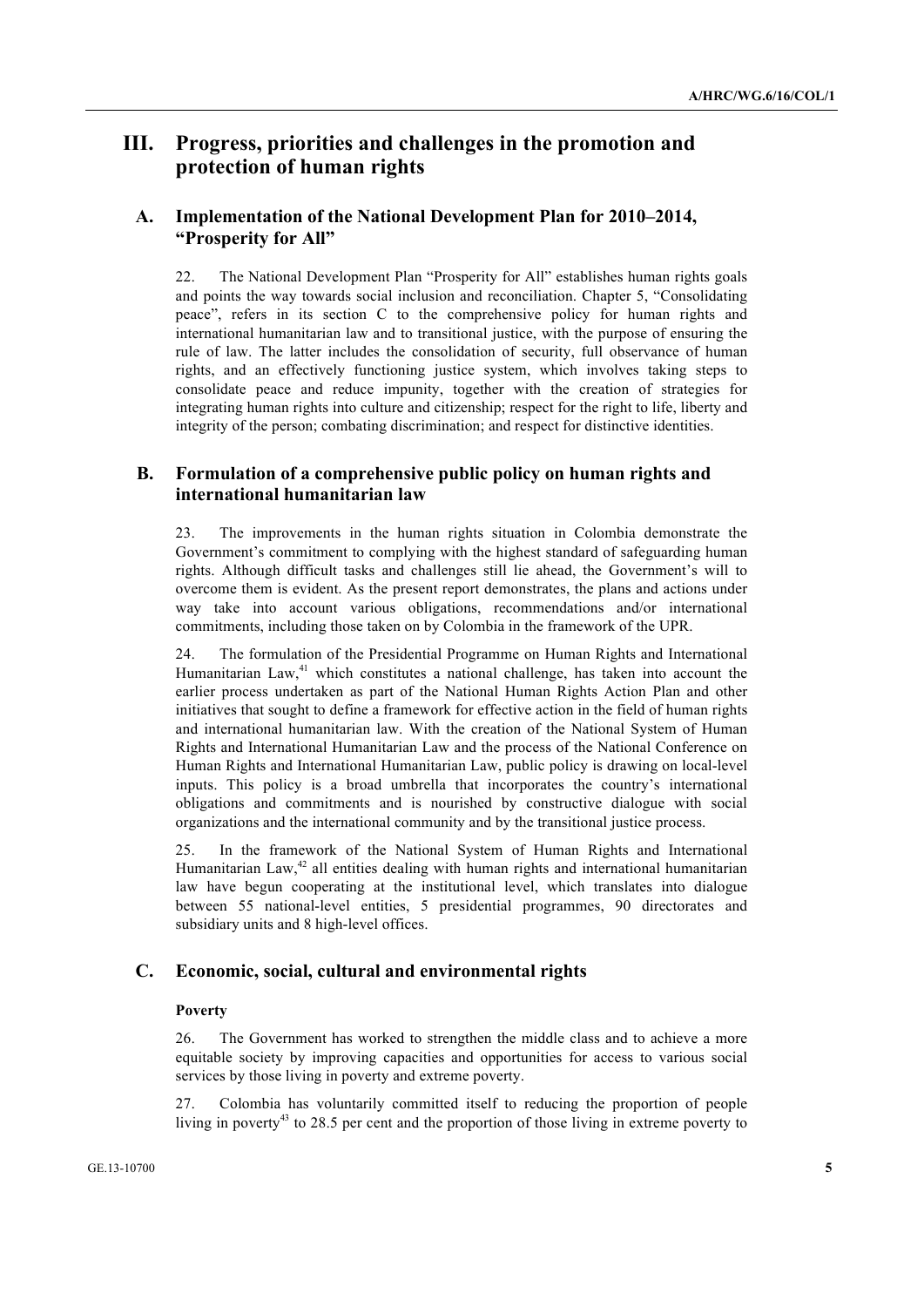# III. Progress, priorities and challenges in the promotion and protection of human rights

## A. Implementation of the National Development Plan for 2010–2014, "Prosperity for All"

22. The National Development Plan "Prosperity for All" establishes human rights goals and points the way towards social inclusion and reconciliation. Chapter 5, "Consolidating peace", refers in its section C to the comprehensive policy for human rights and international humanitarian law and to transitional justice, with the purpose of ensuring the rule of law. The latter includes the consolidation of security, full observance of human rights, and an effectively functioning justice system, which involves taking steps to consolidate peace and reduce impunity, together with the creation of strategies for integrating human rights into culture and citizenship; respect for the right to life, liberty and integrity of the person; combating discrimination; and respect for distinctive identities.

## B. Formulation of a comprehensive public policy on human rights and international humanitarian law

23. The improvements in the human rights situation in Colombia demonstrate the Government's commitment to complying with the highest standard of safeguarding human rights. Although difficult tasks and challenges still lie ahead, the Government's will to overcome them is evident. As the present report demonstrates, the plans and actions under way take into account various obligations, recommendations and/or international commitments, including those taken on by Colombia in the framework of the UPR.

24. The formulation of the Presidential Programme on Human Rights and International Humanitarian Law,[41] which constitutes a national challenge, has taken into account the earlier process undertaken as part of the National Human Rights Action Plan and other initiatives that sought to define a framework for effective action in the field of human rights and international humanitarian law. With the creation of the National System of Human Rights and International Humanitarian Law and the process of the National Conference on Human Rights and International Humanitarian Law, public policy is drawing on local-level inputs. This policy is a broad umbrella that incorporates the country's international obligations and commitments and is nourished by constructive dialogue with social organizations and the international community and by the transitional justice process.

25. In the framework of the National System of Human Rights and International Humanitarian Law,[42] all entities dealing with human rights and international humanitarian law have begun cooperating at the institutional level, which translates into dialogue between 55 national-level entities, 5 presidential programmes, 90 directorates and subsidiary units and 8 high-level offices.

## C. Economic, social, cultural and environmental rights

**Poverty**

26. The Government has worked to strengthen the middle class and to achieve a more equitable society by improving capacities and opportunities for access to various social services by those living in poverty and extreme poverty.

27. Colombia has voluntarily committed itself to reducing the proportion of people living in poverty[43] to 28.5 per cent and the proportion of those living in extreme poverty to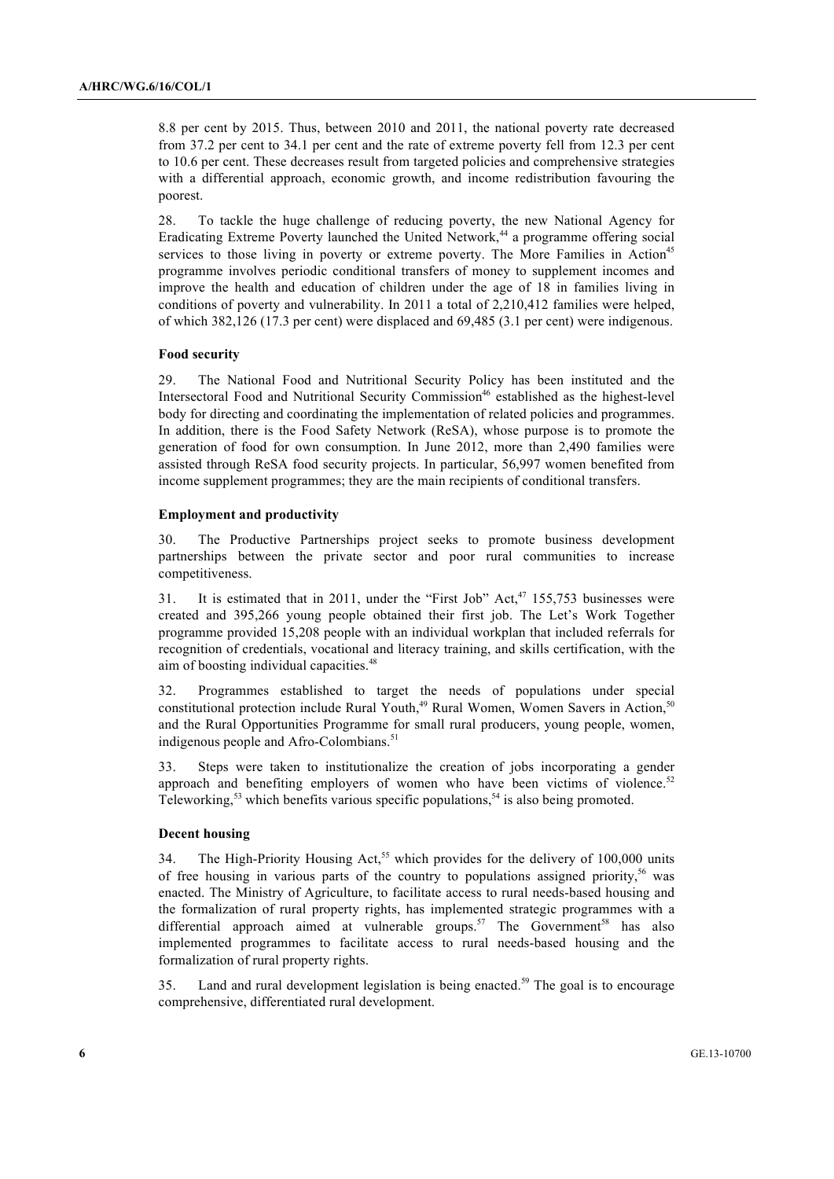8.8 per cent by 2015. Thus, between 2010 and 2011, the national poverty rate decreased from 37.2 per cent to 34.1 per cent and the rate of extreme poverty fell from 12.3 per cent to 10.6 per cent. These decreases result from targeted policies and comprehensive strategies with a differential approach, economic growth, and income redistribution favouring the poorest.

28. To tackle the huge challenge of reducing poverty, the new National Agency for Eradicating Extreme Poverty launched the United Network,[44] a programme offering social services to those living in poverty or extreme poverty. The More Families in Action[45] programme involves periodic conditional transfers of money to supplement incomes and improve the health and education of children under the age of 18 in families living in conditions of poverty and vulnerability. In 2011 a total of 2,210,412 families were helped, of which 382,126 (17.3 per cent) were displaced and 69,485 (3.1 per cent) were indigenous.

### Food security

29. The National Food and Nutritional Security Policy has been instituted and the Intersectoral Food and Nutritional Security Commission[46] established as the highest-level body for directing and coordinating the implementation of related policies and programmes. In addition, there is the Food Safety Network (ReSA), whose purpose is to promote the generation of food for own consumption. In June 2012, more than 2,490 families were assisted through ReSA food security projects. In particular, 56,997 women benefited from income supplement programmes; they are the main recipients of conditional transfers.

### Employment and productivity

30. The Productive Partnerships project seeks to promote business development partnerships between the private sector and poor rural communities to increase competitiveness.

31. It is estimated that in 2011, under the "First Job" Act,[47] 155,753 businesses were created and 395,266 young people obtained their first job. The Let's Work Together programme provided 15,208 people with an individual workplan that included referrals for recognition of credentials, vocational and literacy training, and skills certification, with the aim of boosting individual capacities.[48]

32. Programmes established to target the needs of populations under special constitutional protection include Rural Youth,[49] Rural Women, Women Savers in Action,[50] and the Rural Opportunities Programme for small rural producers, young people, women, indigenous people and Afro-Colombians.[51]

33. Steps were taken to institutionalize the creation of jobs incorporating a gender approach and benefiting employers of women who have been victims of violence.[52] Teleworking,[53] which benefits various specific populations,[54] is also being promoted.

### Decent housing

34. The High-Priority Housing Act,[55] which provides for the delivery of 100,000 units of free housing in various parts of the country to populations assigned priority,[56] was enacted. The Ministry of Agriculture, to facilitate access to rural needs-based housing and the formalization of rural property rights, has implemented strategic programmes with a differential approach aimed at vulnerable groups.[57] The Government[58] has also implemented programmes to facilitate access to rural needs-based housing and the formalization of rural property rights.

35. Land and rural development legislation is being enacted.[59] The goal is to encourage comprehensive, differentiated rural development.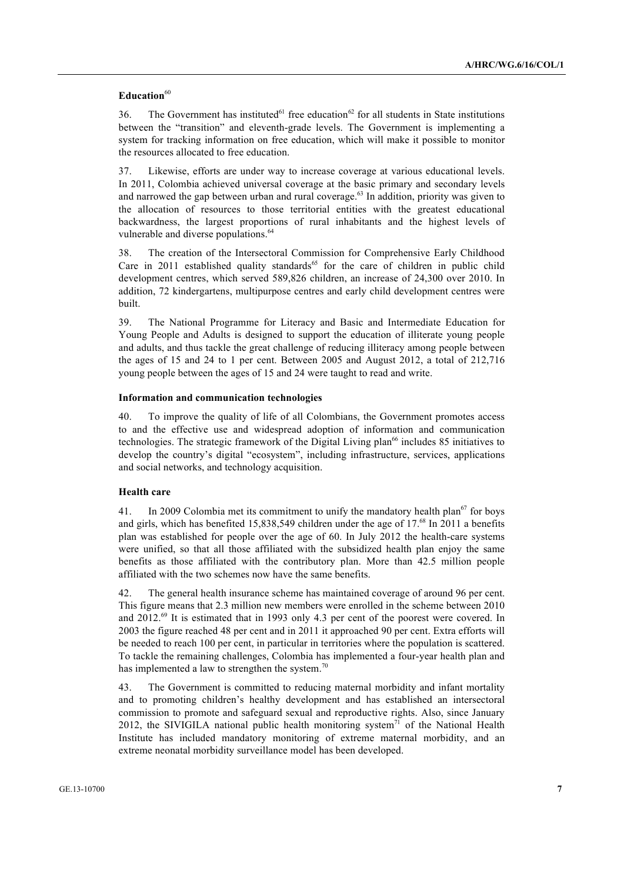**Education**[60]

36. The Government has instituted[61] free education[62] for all students in State institutions between the "transition" and eleventh-grade levels. The Government is implementing a system for tracking information on free education, which will make it possible to monitor the resources allocated to free education.

37. Likewise, efforts are under way to increase coverage at various educational levels. In 2011, Colombia achieved universal coverage at the basic primary and secondary levels and narrowed the gap between urban and rural coverage.[63] In addition, priority was given to the allocation of resources to those territorial entities with the greatest educational backwardness, the largest proportions of rural inhabitants and the highest levels of vulnerable and diverse populations.[64]

38. The creation of the Intersectoral Commission for Comprehensive Early Childhood Care in 2011 established quality standards[65] for the care of children in public child development centres, which served 589,826 children, an increase of 24,300 over 2010. In addition, 72 kindergartens, multipurpose centres and early child development centres were built.

39. The National Programme for Literacy and Basic and Intermediate Education for Young People and Adults is designed to support the education of illiterate young people and adults, and thus tackle the great challenge of reducing illiteracy among people between the ages of 15 and 24 to 1 per cent. Between 2005 and August 2012, a total of 212,716 young people between the ages of 15 and 24 were taught to read and write.

**Information and communication technologies**

40. To improve the quality of life of all Colombians, the Government promotes access to and the effective use and widespread adoption of information and communication technologies. The strategic framework of the Digital Living plan[66] includes 85 initiatives to develop the country's digital "ecosystem", including infrastructure, services, applications and social networks, and technology acquisition.

**Health care**

41. In 2009 Colombia met its commitment to unify the mandatory health plan[67] for boys and girls, which has benefited 15,838,549 children under the age of 17.[68] In 2011 a benefits plan was established for people over the age of 60. In July 2012 the health-care systems were unified, so that all those affiliated with the subsidized health plan enjoy the same benefits as those affiliated with the contributory plan. More than 42.5 million people affiliated with the two schemes now have the same benefits.

42. The general health insurance scheme has maintained coverage of around 96 per cent. This figure means that 2.3 million new members were enrolled in the scheme between 2010 and 2012.[69] It is estimated that in 1993 only 4.3 per cent of the poorest were covered. In 2003 the figure reached 48 per cent and in 2011 it approached 90 per cent. Extra efforts will be needed to reach 100 per cent, in particular in territories where the population is scattered. To tackle the remaining challenges, Colombia has implemented a four-year health plan and has implemented a law to strengthen the system.[70]

43. The Government is committed to reducing maternal morbidity and infant mortality and to promoting children's healthy development and has established an intersectoral commission to promote and safeguard sexual and reproductive rights. Also, since January 2012, the SIVIGILA national public health monitoring system[71] of the National Health Institute has included mandatory monitoring of extreme maternal morbidity, and an extreme neonatal morbidity surveillance model has been developed.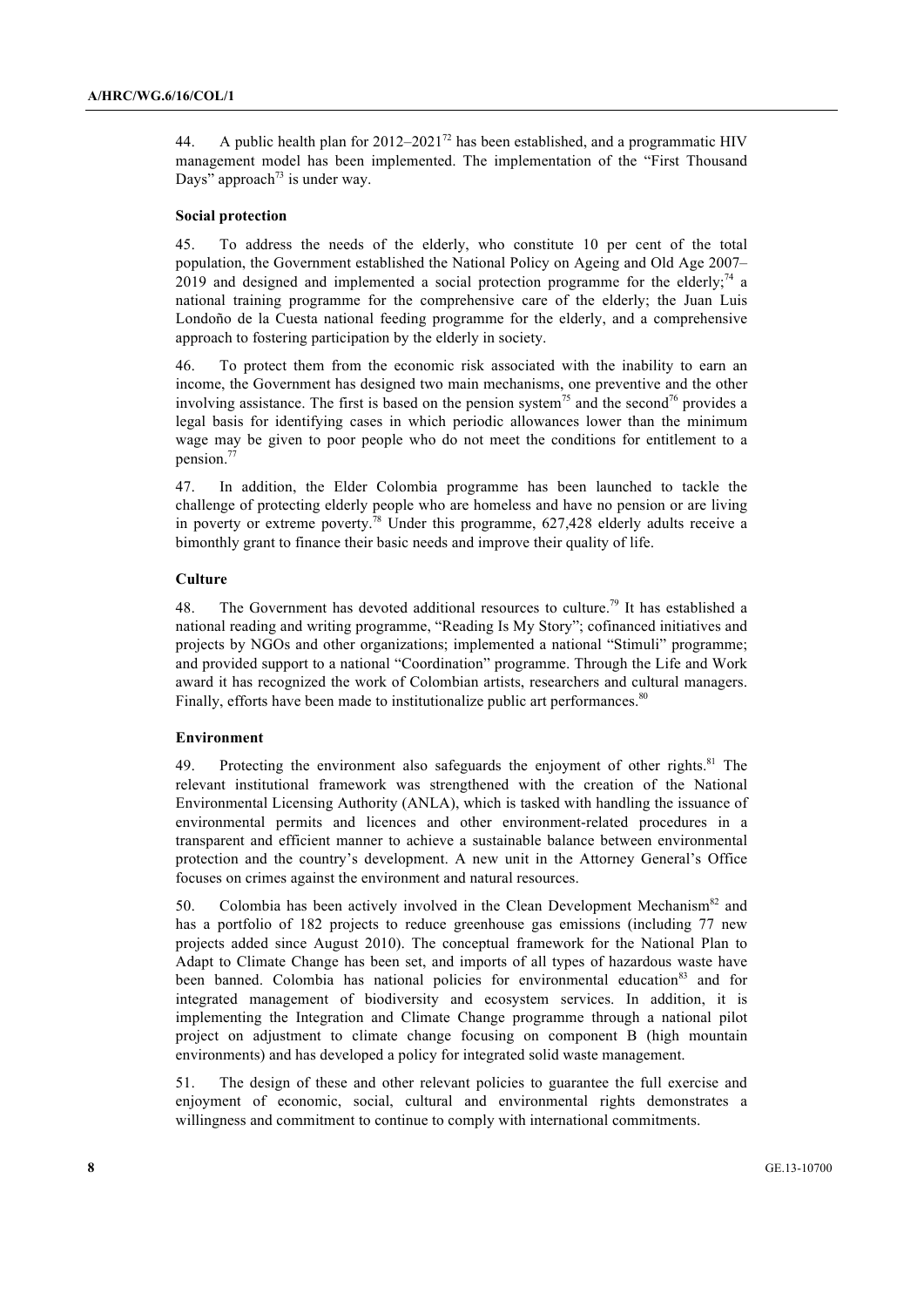44. A public health plan for 2012–2021[72] has been established, and a programmatic HIV management model has been implemented. The implementation of the "First Thousand Days" approach[73] is under way.

### Social protection

45. To address the needs of the elderly, who constitute 10 per cent of the total population, the Government established the National Policy on Ageing and Old Age 2007–2019 and designed and implemented a social protection programme for the elderly;[74] a national training programme for the comprehensive care of the elderly; the Juan Luis Londoño de la Cuesta national feeding programme for the elderly, and a comprehensive approach to fostering participation by the elderly in society.

46. To protect them from the economic risk associated with the inability to earn an income, the Government has designed two main mechanisms, one preventive and the other involving assistance. The first is based on the pension system[75] and the second[76] provides a legal basis for identifying cases in which periodic allowances lower than the minimum wage may be given to poor people who do not meet the conditions for entitlement to a pension.[77]

47. In addition, the Elder Colombia programme has been launched to tackle the challenge of protecting elderly people who are homeless and have no pension or are living in poverty or extreme poverty.[78] Under this programme, 627,428 elderly adults receive a bimonthly grant to finance their basic needs and improve their quality of life.

### Culture

48. The Government has devoted additional resources to culture.[79] It has established a national reading and writing programme, "Reading Is My Story"; cofinanced initiatives and projects by NGOs and other organizations; implemented a national "Stimuli" programme; and provided support to a national "Coordination" programme. Through the Life and Work award it has recognized the work of Colombian artists, researchers and cultural managers. Finally, efforts have been made to institutionalize public art performances.[80]

### Environment

49. Protecting the environment also safeguards the enjoyment of other rights.[81] The relevant institutional framework was strengthened with the creation of the National Environmental Licensing Authority (ANLA), which is tasked with handling the issuance of environmental permits and licences and other environment-related procedures in a transparent and efficient manner to achieve a sustainable balance between environmental protection and the country's development. A new unit in the Attorney General's Office focuses on crimes against the environment and natural resources.

50. Colombia has been actively involved in the Clean Development Mechanism[82] and has a portfolio of 182 projects to reduce greenhouse gas emissions (including 77 new projects added since August 2010). The conceptual framework for the National Plan to Adapt to Climate Change has been set, and imports of all types of hazardous waste have been banned. Colombia has national policies for environmental education[83] and for integrated management of biodiversity and ecosystem services. In addition, it is implementing the Integration and Climate Change programme through a national pilot project on adjustment to climate change focusing on component B (high mountain environments) and has developed a policy for integrated solid waste management.

51. The design of these and other relevant policies to guarantee the full exercise and enjoyment of economic, social, cultural and environmental rights demonstrates a willingness and commitment to continue to comply with international commitments.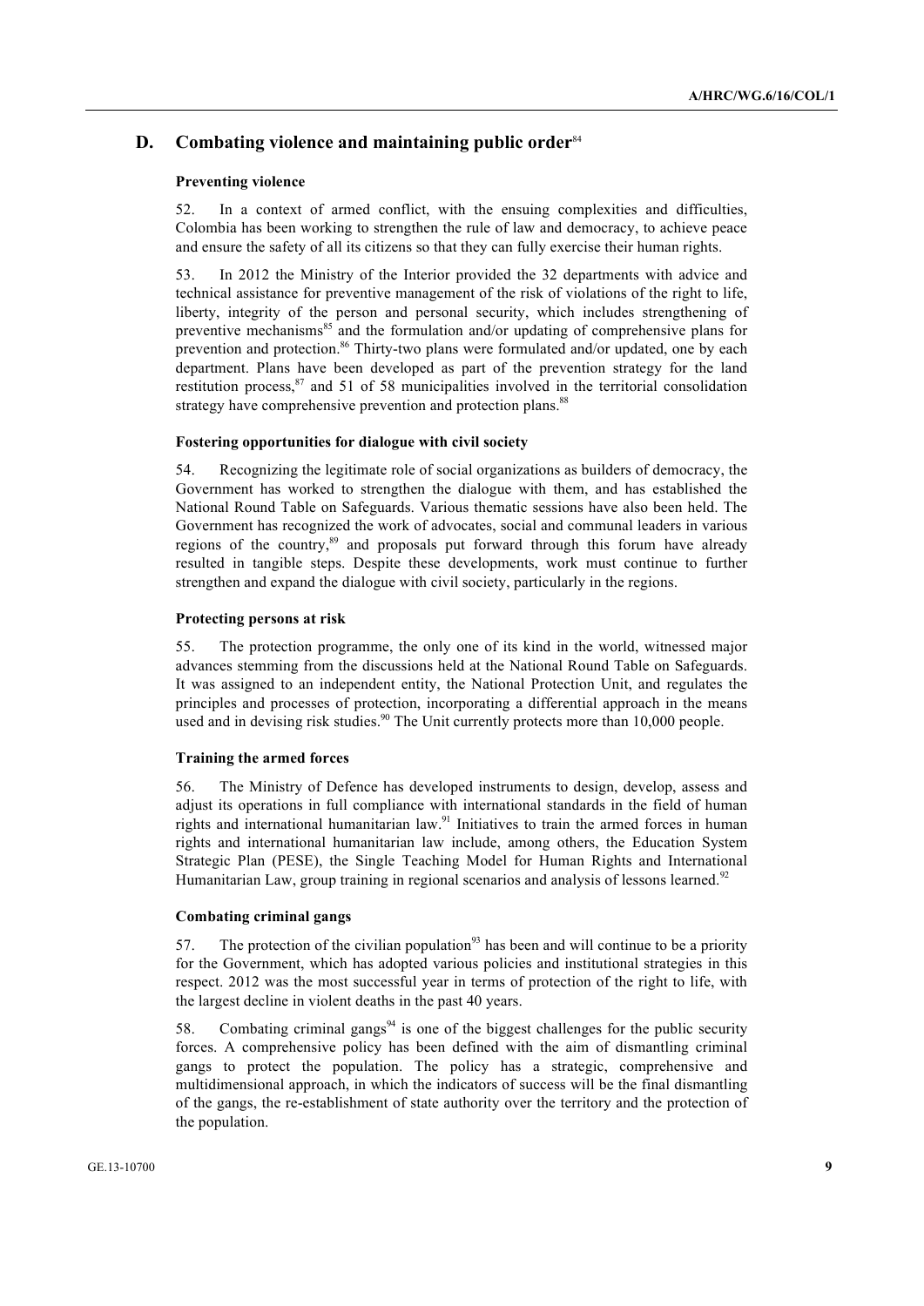## D. Combating violence and maintaining public order[84]

### Preventing violence

52. In a context of armed conflict, with the ensuing complexities and difficulties, Colombia has been working to strengthen the rule of law and democracy, to achieve peace and ensure the safety of all its citizens so that they can fully exercise their human rights.

53. In 2012 the Ministry of the Interior provided the 32 departments with advice and technical assistance for preventive management of the risk of violations of the right to life, liberty, integrity of the person and personal security, which includes strengthening of preventive mechanisms[85] and the formulation and/or updating of comprehensive plans for prevention and protection.[86] Thirty-two plans were formulated and/or updated, one by each department. Plans have been developed as part of the prevention strategy for the land restitution process,[87] and 51 of 58 municipalities involved in the territorial consolidation strategy have comprehensive prevention and protection plans.[88]

### Fostering opportunities for dialogue with civil society

54. Recognizing the legitimate role of social organizations as builders of democracy, the Government has worked to strengthen the dialogue with them, and has established the National Round Table on Safeguards. Various thematic sessions have also been held. The Government has recognized the work of advocates, social and communal leaders in various regions of the country,[89] and proposals put forward through this forum have already resulted in tangible steps. Despite these developments, work must continue to further strengthen and expand the dialogue with civil society, particularly in the regions.

### Protecting persons at risk

55. The protection programme, the only one of its kind in the world, witnessed major advances stemming from the discussions held at the National Round Table on Safeguards. It was assigned to an independent entity, the National Protection Unit, and regulates the principles and processes of protection, incorporating a differential approach in the means used and in devising risk studies.[90] The Unit currently protects more than 10,000 people.

### Training the armed forces

56. The Ministry of Defence has developed instruments to design, develop, assess and adjust its operations in full compliance with international standards in the field of human rights and international humanitarian law.[91] Initiatives to train the armed forces in human rights and international humanitarian law include, among others, the Education System Strategic Plan (PESE), the Single Teaching Model for Human Rights and International Humanitarian Law, group training in regional scenarios and analysis of lessons learned.[92]

### Combating criminal gangs

57. The protection of the civilian population[93] has been and will continue to be a priority for the Government, which has adopted various policies and institutional strategies in this respect. 2012 was the most successful year in terms of protection of the right to life, with the largest decline in violent deaths in the past 40 years.

58. Combating criminal gangs[94] is one of the biggest challenges for the public security forces. A comprehensive policy has been defined with the aim of dismantling criminal gangs to protect the population. The policy has a strategic, comprehensive and multidimensional approach, in which the indicators of success will be the final dismantling of the gangs, the re-establishment of state authority over the territory and the protection of the population.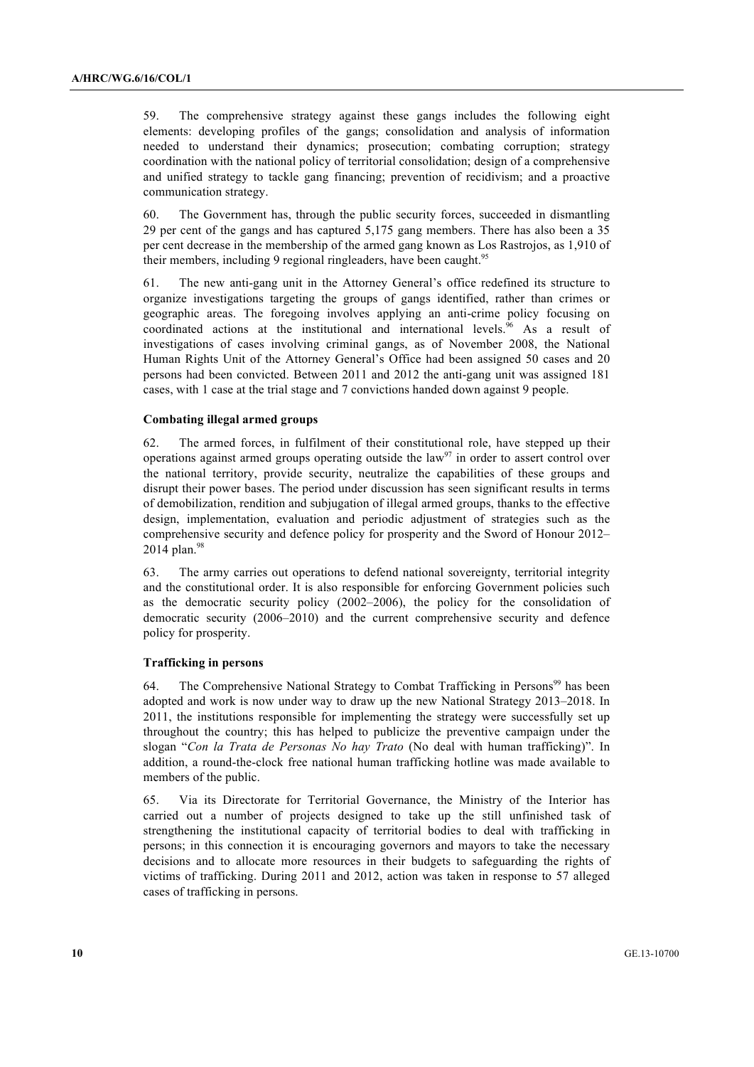59. The comprehensive strategy against these gangs includes the following eight elements: developing profiles of the gangs; consolidation and analysis of information needed to understand their dynamics; prosecution; combating corruption; strategy coordination with the national policy of territorial consolidation; design of a comprehensive and unified strategy to tackle gang financing; prevention of recidivism; and a proactive communication strategy.

60. The Government has, through the public security forces, succeeded in dismantling 29 per cent of the gangs and has captured 5,175 gang members. There has also been a 35 per cent decrease in the membership of the armed gang known as Los Rastrojos, as 1,910 of their members, including 9 regional ringleaders, have been caught.[95]

61. The new anti-gang unit in the Attorney General's office redefined its structure to organize investigations targeting the groups of gangs identified, rather than crimes or geographic areas. The foregoing involves applying an anti-crime policy focusing on coordinated actions at the institutional and international levels.[96] As a result of investigations of cases involving criminal gangs, as of November 2008, the National Human Rights Unit of the Attorney General's Office had been assigned 50 cases and 20 persons had been convicted. Between 2011 and 2012 the anti-gang unit was assigned 181 cases, with 1 case at the trial stage and 7 convictions handed down against 9 people.

### Combating illegal armed groups

62. The armed forces, in fulfilment of their constitutional role, have stepped up their operations against armed groups operating outside the law[97] in order to assert control over the national territory, provide security, neutralize the capabilities of these groups and disrupt their power bases. The period under discussion has seen significant results in terms of demobilization, rendition and subjugation of illegal armed groups, thanks to the effective design, implementation, evaluation and periodic adjustment of strategies such as the comprehensive security and defence policy for prosperity and the Sword of Honour 2012–2014 plan.[98]

63. The army carries out operations to defend national sovereignty, territorial integrity and the constitutional order. It is also responsible for enforcing Government policies such as the democratic security policy (2002–2006), the policy for the consolidation of democratic security (2006–2010) and the current comprehensive security and defence policy for prosperity.

### Trafficking in persons

64. The Comprehensive National Strategy to Combat Trafficking in Persons[99] has been adopted and work is now under way to draw up the new National Strategy 2013–2018. In 2011, the institutions responsible for implementing the strategy were successfully set up throughout the country; this has helped to publicize the preventive campaign under the slogan "*Con la Trata de Personas No hay Trato* (No deal with human trafficking)". In addition, a round-the-clock free national human trafficking hotline was made available to members of the public.

65. Via its Directorate for Territorial Governance, the Ministry of the Interior has carried out a number of projects designed to take up the still unfinished task of strengthening the institutional capacity of territorial bodies to deal with trafficking in persons; in this connection it is encouraging governors and mayors to take the necessary decisions and to allocate more resources in their budgets to safeguarding the rights of victims of trafficking. During 2011 and 2012, action was taken in response to 57 alleged cases of trafficking in persons.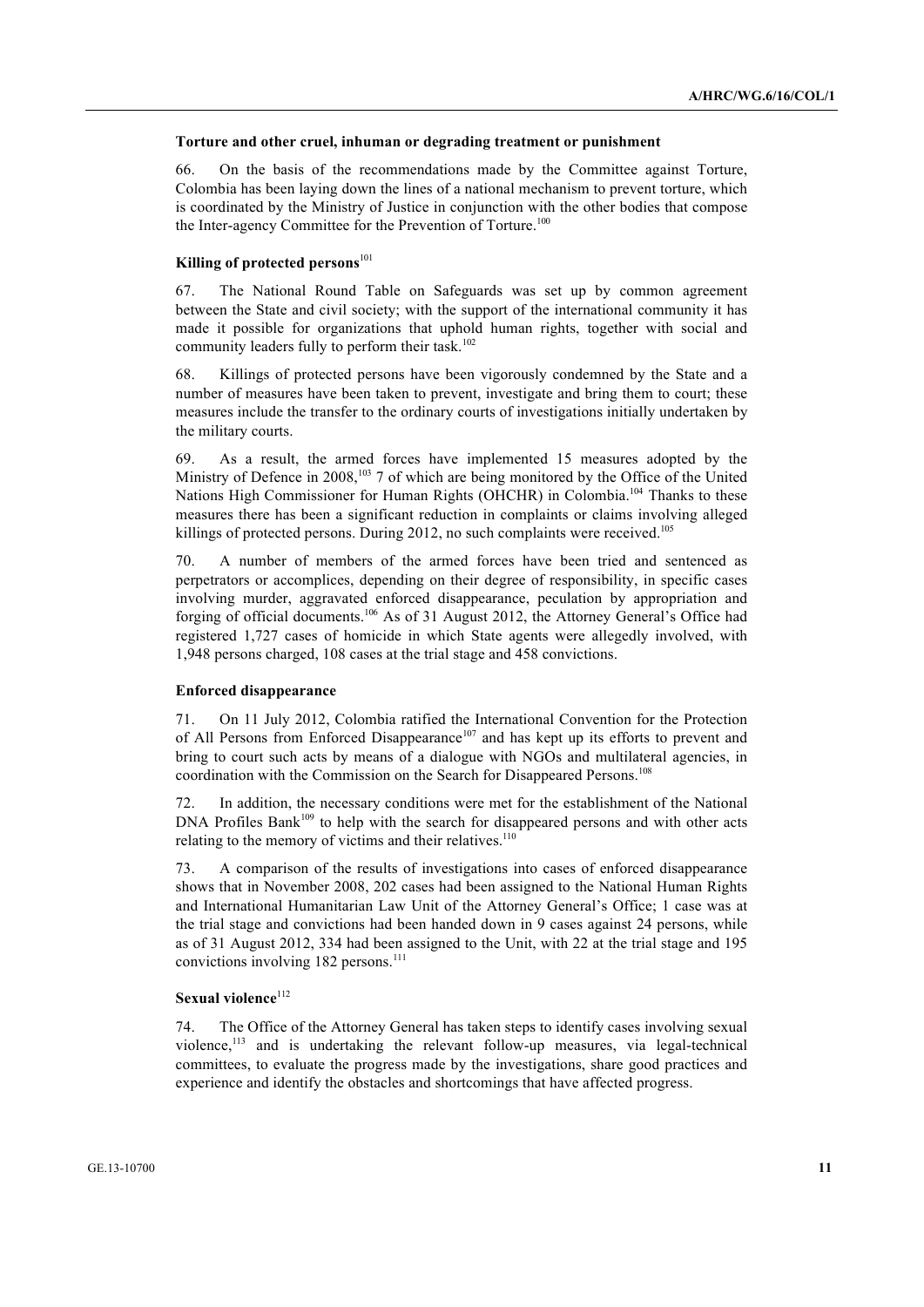### Torture and other cruel, inhuman or degrading treatment or punishment

66. On the basis of the recommendations made by the Committee against Torture, Colombia has been laying down the lines of a national mechanism to prevent torture, which is coordinated by the Ministry of Justice in conjunction with the other bodies that compose the Inter-agency Committee for the Prevention of Torture.[100]

### Killing of protected persons[101]

67. The National Round Table on Safeguards was set up by common agreement between the State and civil society; with the support of the international community it has made it possible for organizations that uphold human rights, together with social and community leaders fully to perform their task.[102]

68. Killings of protected persons have been vigorously condemned by the State and a number of measures have been taken to prevent, investigate and bring them to court; these measures include the transfer to the ordinary courts of investigations initially undertaken by the military courts.

69. As a result, the armed forces have implemented 15 measures adopted by the Ministry of Defence in 2008,[103] 7 of which are being monitored by the Office of the United Nations High Commissioner for Human Rights (OHCHR) in Colombia.[104] Thanks to these measures there has been a significant reduction in complaints or claims involving alleged killings of protected persons. During 2012, no such complaints were received.[105]

70. A number of members of the armed forces have been tried and sentenced as perpetrators or accomplices, depending on their degree of responsibility, in specific cases involving murder, aggravated enforced disappearance, peculation by appropriation and forging of official documents.[106] As of 31 August 2012, the Attorney General's Office had registered 1,727 cases of homicide in which State agents were allegedly involved, with 1,948 persons charged, 108 cases at the trial stage and 458 convictions.

### Enforced disappearance

71. On 11 July 2012, Colombia ratified the International Convention for the Protection of All Persons from Enforced Disappearance[107] and has kept up its efforts to prevent and bring to court such acts by means of a dialogue with NGOs and multilateral agencies, in coordination with the Commission on the Search for Disappeared Persons.[108]

72. In addition, the necessary conditions were met for the establishment of the National DNA Profiles Bank[109] to help with the search for disappeared persons and with other acts relating to the memory of victims and their relatives.[110]

73. A comparison of the results of investigations into cases of enforced disappearance shows that in November 2008, 202 cases had been assigned to the National Human Rights and International Humanitarian Law Unit of the Attorney General's Office; 1 case was at the trial stage and convictions had been handed down in 9 cases against 24 persons, while as of 31 August 2012, 334 had been assigned to the Unit, with 22 at the trial stage and 195 convictions involving 182 persons.[111]

### Sexual violence[112]

74. The Office of the Attorney General has taken steps to identify cases involving sexual violence,[113] and is undertaking the relevant follow-up measures, via legal-technical committees, to evaluate the progress made by the investigations, share good practices and experience and identify the obstacles and shortcomings that have affected progress.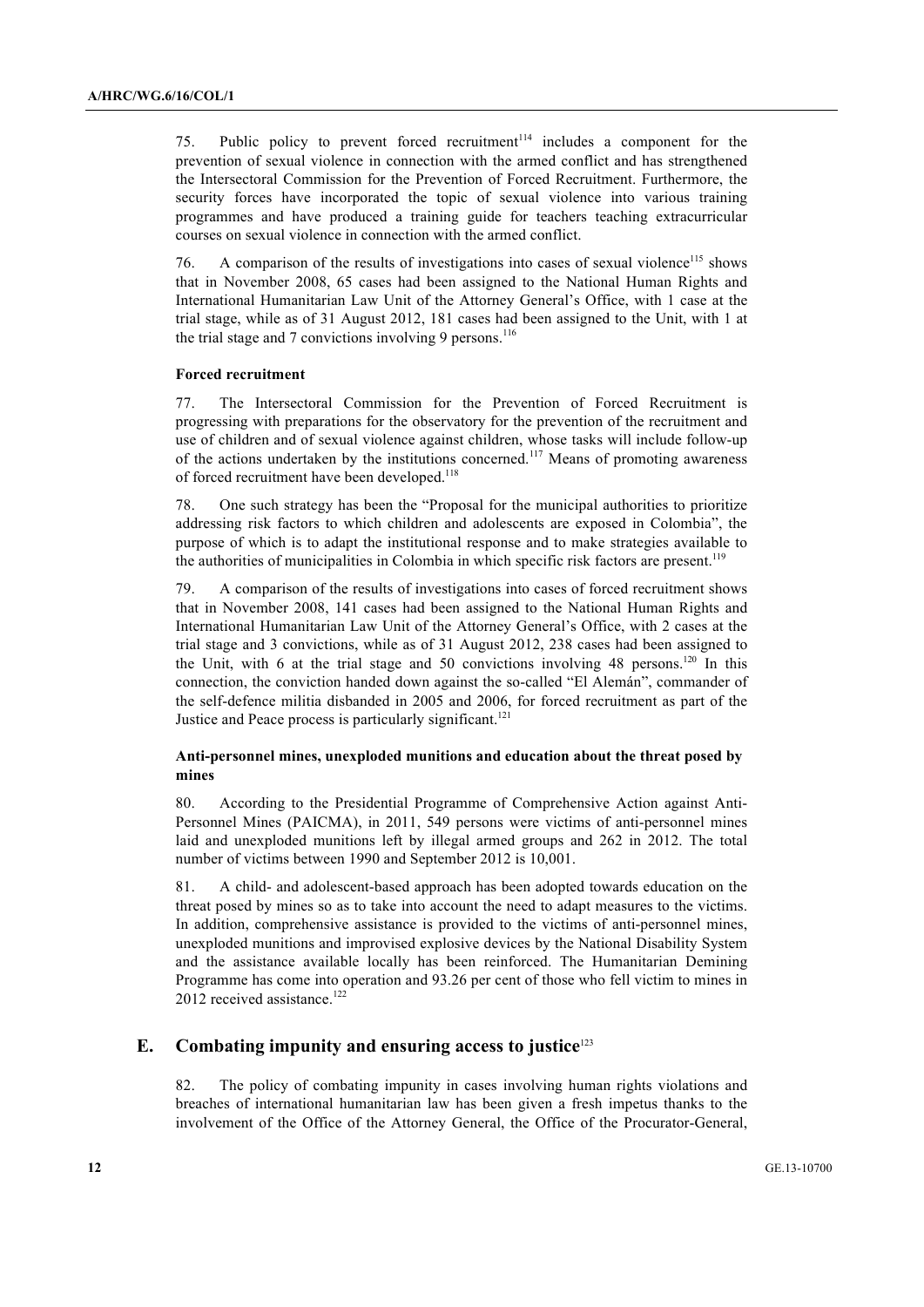75. Public policy to prevent forced recruitment[114] includes a component for the prevention of sexual violence in connection with the armed conflict and has strengthened the Intersectoral Commission for the Prevention of Forced Recruitment. Furthermore, the security forces have incorporated the topic of sexual violence into various training programmes and have produced a training guide for teachers teaching extracurricular courses on sexual violence in connection with the armed conflict.

76. A comparison of the results of investigations into cases of sexual violence[115] shows that in November 2008, 65 cases had been assigned to the National Human Rights and International Humanitarian Law Unit of the Attorney General's Office, with 1 case at the trial stage, while as of 31 August 2012, 181 cases had been assigned to the Unit, with 1 at the trial stage and 7 convictions involving 9 persons.[116]

#### Forced recruitment

77. The Intersectoral Commission for the Prevention of Forced Recruitment is progressing with preparations for the observatory for the prevention of the recruitment and use of children and of sexual violence against children, whose tasks will include follow-up of the actions undertaken by the institutions concerned.[117] Means of promoting awareness of forced recruitment have been developed.[118]

78. One such strategy has been the "Proposal for the municipal authorities to prioritize addressing risk factors to which children and adolescents are exposed in Colombia", the purpose of which is to adapt the institutional response and to make strategies available to the authorities of municipalities in Colombia in which specific risk factors are present.[119]

79. A comparison of the results of investigations into cases of forced recruitment shows that in November 2008, 141 cases had been assigned to the National Human Rights and International Humanitarian Law Unit of the Attorney General's Office, with 2 cases at the trial stage and 3 convictions, while as of 31 August 2012, 238 cases had been assigned to the Unit, with 6 at the trial stage and 50 convictions involving 48 persons.[120] In this connection, the conviction handed down against the so-called "El Alemán", commander of the self-defence militia disbanded in 2005 and 2006, for forced recruitment as part of the Justice and Peace process is particularly significant.[121]

#### Anti-personnel mines, unexploded munitions and education about the threat posed by mines

80. According to the Presidential Programme of Comprehensive Action against Anti-Personnel Mines (PAICMA), in 2011, 549 persons were victims of anti-personnel mines laid and unexploded munitions left by illegal armed groups and 262 in 2012. The total number of victims between 1990 and September 2012 is 10,001.

81. A child- and adolescent-based approach has been adopted towards education on the threat posed by mines so as to take into account the need to adapt measures to the victims. In addition, comprehensive assistance is provided to the victims of anti-personnel mines, unexploded munitions and improvised explosive devices by the National Disability System and the assistance available locally has been reinforced. The Humanitarian Demining Programme has come into operation and 93.26 per cent of those who fell victim to mines in 2012 received assistance.[122]

## E. Combating impunity and ensuring access to justice[123]

82. The policy of combating impunity in cases involving human rights violations and breaches of international humanitarian law has been given a fresh impetus thanks to the involvement of the Office of the Attorney General, the Office of the Procurator-General,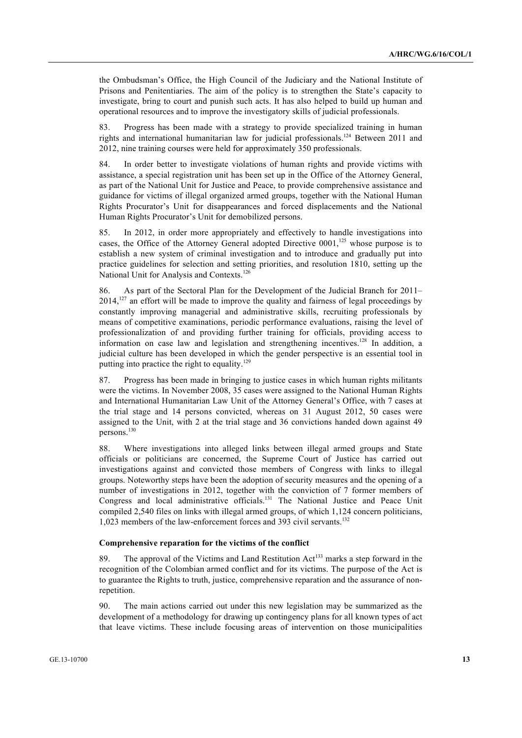the Ombudsman's Office, the High Council of the Judiciary and the National Institute of Prisons and Penitentiaries. The aim of the policy is to strengthen the State's capacity to investigate, bring to court and punish such acts. It has also helped to build up human and operational resources and to improve the investigatory skills of judicial professionals.

83. Progress has been made with a strategy to provide specialized training in human rights and international humanitarian law for judicial professionals.[124] Between 2011 and 2012, nine training courses were held for approximately 350 professionals.

84. In order better to investigate violations of human rights and provide victims with assistance, a special registration unit has been set up in the Office of the Attorney General, as part of the National Unit for Justice and Peace, to provide comprehensive assistance and guidance for victims of illegal organized armed groups, together with the National Human Rights Procurator's Unit for disappearances and forced displacements and the National Human Rights Procurator's Unit for demobilized persons.

85. In 2012, in order more appropriately and effectively to handle investigations into cases, the Office of the Attorney General adopted Directive 0001,[125] whose purpose is to establish a new system of criminal investigation and to introduce and gradually put into practice guidelines for selection and setting priorities, and resolution 1810, setting up the National Unit for Analysis and Contexts.[126]

86. As part of the Sectoral Plan for the Development of the Judicial Branch for 2011–2014,[127] an effort will be made to improve the quality and fairness of legal proceedings by constantly improving managerial and administrative skills, recruiting professionals by means of competitive examinations, periodic performance evaluations, raising the level of professionalization of and providing further training for officials, providing access to information on case law and legislation and strengthening incentives.[128] In addition, a judicial culture has been developed in which the gender perspective is an essential tool in putting into practice the right to equality.[129]

87. Progress has been made in bringing to justice cases in which human rights militants were the victims. In November 2008, 35 cases were assigned to the National Human Rights and International Humanitarian Law Unit of the Attorney General's Office, with 7 cases at the trial stage and 14 persons convicted, whereas on 31 August 2012, 50 cases were assigned to the Unit, with 2 at the trial stage and 36 convictions handed down against 49 persons.[130]

88. Where investigations into alleged links between illegal armed groups and State officials or politicians are concerned, the Supreme Court of Justice has carried out investigations against and convicted those members of Congress with links to illegal groups. Noteworthy steps have been the adoption of security measures and the opening of a number of investigations in 2012, together with the conviction of 7 former members of Congress and local administrative officials.[131] The National Justice and Peace Unit compiled 2,540 files on links with illegal armed groups, of which 1,124 concern politicians, 1,023 members of the law-enforcement forces and 393 civil servants.[132]

**Comprehensive reparation for the victims of the conflict**

89. The approval of the Victims and Land Restitution Act[133] marks a step forward in the recognition of the Colombian armed conflict and for its victims. The purpose of the Act is to guarantee the Rights to truth, justice, comprehensive reparation and the assurance of non-repetition.

90. The main actions carried out under this new legislation may be summarized as the development of a methodology for drawing up contingency plans for all known types of act that leave victims. These include focusing areas of intervention on those municipalities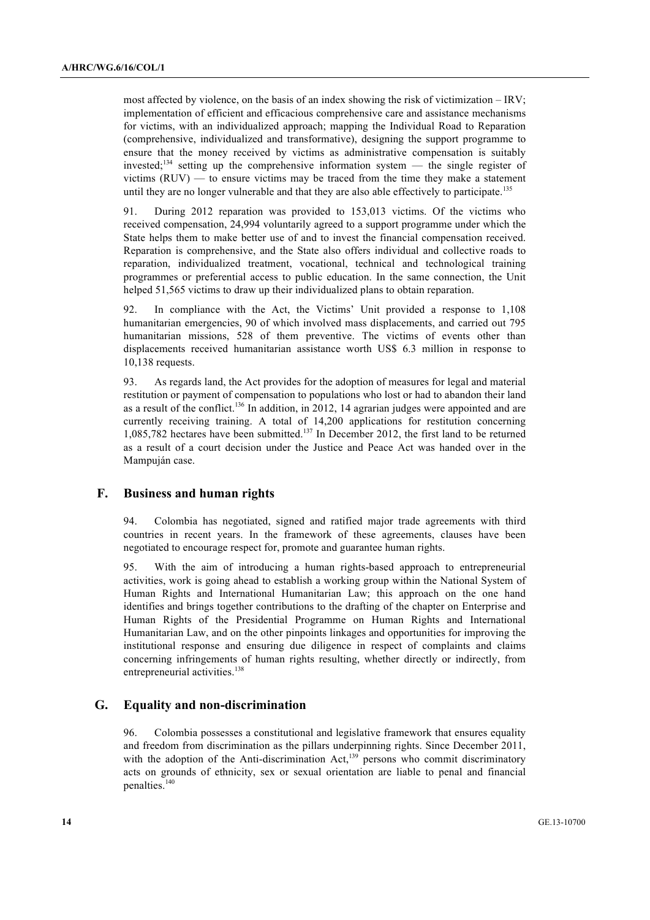most affected by violence, on the basis of an index showing the risk of victimization – IRV; implementation of efficient and efficacious comprehensive care and assistance mechanisms for victims, with an individualized approach; mapping the Individual Road to Reparation (comprehensive, individualized and transformative), designing the support programme to ensure that the money received by victims as administrative compensation is suitably invested;[134] setting up the comprehensive information system — the single register of victims (RUV) — to ensure victims may be traced from the time they make a statement until they are no longer vulnerable and that they are also able effectively to participate.[135]

91. During 2012 reparation was provided to 153,013 victims. Of the victims who received compensation, 24,994 voluntarily agreed to a support programme under which the State helps them to make better use of and to invest the financial compensation received. Reparation is comprehensive, and the State also offers individual and collective roads to reparation, individualized treatment, vocational, technical and technological training programmes or preferential access to public education. In the same connection, the Unit helped 51,565 victims to draw up their individualized plans to obtain reparation.

92. In compliance with the Act, the Victims' Unit provided a response to 1,108 humanitarian emergencies, 90 of which involved mass displacements, and carried out 795 humanitarian missions, 528 of them preventive. The victims of events other than displacements received humanitarian assistance worth US$ 6.3 million in response to 10,138 requests.

93. As regards land, the Act provides for the adoption of measures for legal and material restitution or payment of compensation to populations who lost or had to abandon their land as a result of the conflict.[136] In addition, in 2012, 14 agrarian judges were appointed and are currently receiving training. A total of 14,200 applications for restitution concerning 1,085,782 hectares have been submitted.[137] In December 2012, the first land to be returned as a result of a court decision under the Justice and Peace Act was handed over in the Mampuján case.

## F. Business and human rights

94. Colombia has negotiated, signed and ratified major trade agreements with third countries in recent years. In the framework of these agreements, clauses have been negotiated to encourage respect for, promote and guarantee human rights.

95. With the aim of introducing a human rights-based approach to entrepreneurial activities, work is going ahead to establish a working group within the National System of Human Rights and International Humanitarian Law; this approach on the one hand identifies and brings together contributions to the drafting of the chapter on Enterprise and Human Rights of the Presidential Programme on Human Rights and International Humanitarian Law, and on the other pinpoints linkages and opportunities for improving the institutional response and ensuring due diligence in respect of complaints and claims concerning infringements of human rights resulting, whether directly or indirectly, from entrepreneurial activities.[138]

## G. Equality and non-discrimination

96. Colombia possesses a constitutional and legislative framework that ensures equality and freedom from discrimination as the pillars underpinning rights. Since December 2011, with the adoption of the Anti-discrimination Act,[139] persons who commit discriminatory acts on grounds of ethnicity, sex or sexual orientation are liable to penal and financial penalties.[140]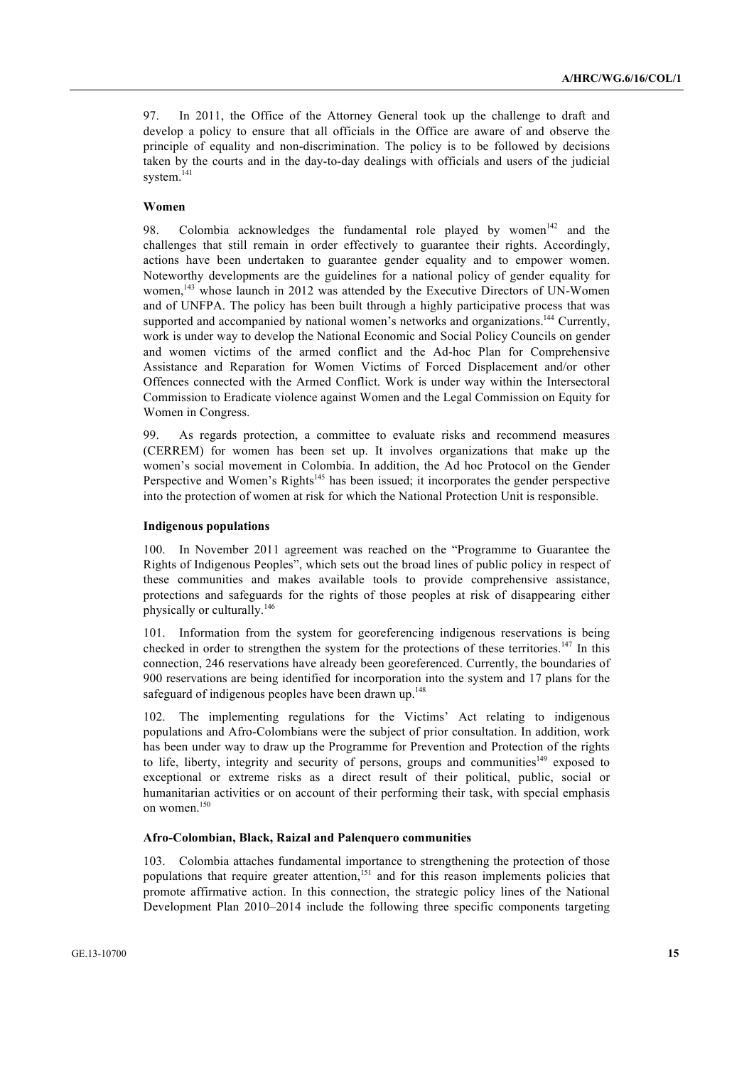97. In 2011, the Office of the Attorney General took up the challenge to draft and develop a policy to ensure that all officials in the Office are aware of and observe the principle of equality and non-discrimination. The policy is to be followed by decisions taken by the courts and in the day-to-day dealings with officials and users of the judicial system.[141]

### Women

98. Colombia acknowledges the fundamental role played by women[142] and the challenges that still remain in order effectively to guarantee their rights. Accordingly, actions have been undertaken to guarantee gender equality and to empower women. Noteworthy developments are the guidelines for a national policy of gender equality for women,[143] whose launch in 2012 was attended by the Executive Directors of UN-Women and of UNFPA. The policy has been built through a highly participative process that was supported and accompanied by national women's networks and organizations.[144] Currently, work is under way to develop the National Economic and Social Policy Councils on gender and women victims of the armed conflict and the Ad-hoc Plan for Comprehensive Assistance and Reparation for Women Victims of Forced Displacement and/or other Offences connected with the Armed Conflict. Work is under way within the Intersectoral Commission to Eradicate violence against Women and the Legal Commission on Equity for Women in Congress.

99. As regards protection, a committee to evaluate risks and recommend measures (CERREM) for women has been set up. It involves organizations that make up the women's social movement in Colombia. In addition, the Ad hoc Protocol on the Gender Perspective and Women's Rights[145] has been issued; it incorporates the gender perspective into the protection of women at risk for which the National Protection Unit is responsible.

### Indigenous populations

100. In November 2011 agreement was reached on the "Programme to Guarantee the Rights of Indigenous Peoples", which sets out the broad lines of public policy in respect of these communities and makes available tools to provide comprehensive assistance, protections and safeguards for the rights of those peoples at risk of disappearing either physically or culturally.[146]

101. Information from the system for georeferencing indigenous reservations is being checked in order to strengthen the system for the protections of these territories.[147] In this connection, 246 reservations have already been georeferenced. Currently, the boundaries of 900 reservations are being identified for incorporation into the system and 17 plans for the safeguard of indigenous peoples have been drawn up.[148]

102. The implementing regulations for the Victims' Act relating to indigenous populations and Afro-Colombians were the subject of prior consultation. In addition, work has been under way to draw up the Programme for Prevention and Protection of the rights to life, liberty, integrity and security of persons, groups and communities[149] exposed to exceptional or extreme risks as a direct result of their political, public, social or humanitarian activities or on account of their performing their task, with special emphasis on women.[150]

### Afro-Colombian, Black, Raizal and Palenquero communities

103. Colombia attaches fundamental importance to strengthening the protection of those populations that require greater attention,[151] and for this reason implements policies that promote affirmative action. In this connection, the strategic policy lines of the National Development Plan 2010–2014 include the following three specific components targeting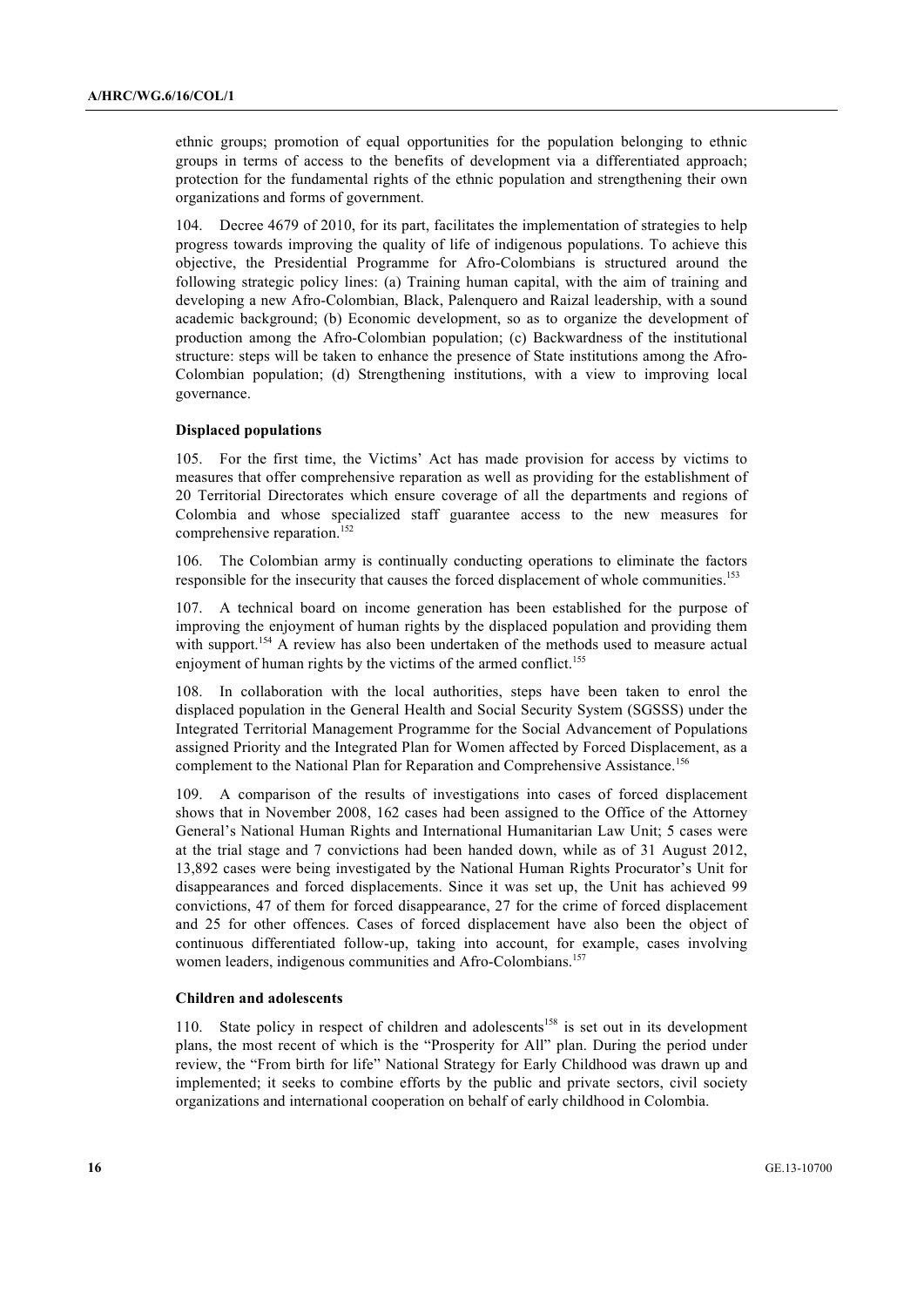ethnic groups; promotion of equal opportunities for the population belonging to ethnic groups in terms of access to the benefits of development via a differentiated approach; protection for the fundamental rights of the ethnic population and strengthening their own organizations and forms of government.

104. Decree 4679 of 2010, for its part, facilitates the implementation of strategies to help progress towards improving the quality of life of indigenous populations. To achieve this objective, the Presidential Programme for Afro-Colombians is structured around the following strategic policy lines: (a) Training human capital, with the aim of training and developing a new Afro-Colombian, Black, Palenquero and Raizal leadership, with a sound academic background; (b) Economic development, so as to organize the development of production among the Afro-Colombian population; (c) Backwardness of the institutional structure: steps will be taken to enhance the presence of State institutions among the Afro-Colombian population; (d) Strengthening institutions, with a view to improving local governance.

**Displaced populations**

105. For the first time, the Victims' Act has made provision for access by victims to measures that offer comprehensive reparation as well as providing for the establishment of 20 Territorial Directorates which ensure coverage of all the departments and regions of Colombia and whose specialized staff guarantee access to the new measures for comprehensive reparation.[152]

106. The Colombian army is continually conducting operations to eliminate the factors responsible for the insecurity that causes the forced displacement of whole communities.[153]

107. A technical board on income generation has been established for the purpose of improving the enjoyment of human rights by the displaced population and providing them with support.[154] A review has also been undertaken of the methods used to measure actual enjoyment of human rights by the victims of the armed conflict.[155]

108. In collaboration with the local authorities, steps have been taken to enrol the displaced population in the General Health and Social Security System (SGSSS) under the Integrated Territorial Management Programme for the Social Advancement of Populations assigned Priority and the Integrated Plan for Women affected by Forced Displacement, as a complement to the National Plan for Reparation and Comprehensive Assistance.[156]

109. A comparison of the results of investigations into cases of forced displacement shows that in November 2008, 162 cases had been assigned to the Office of the Attorney General's National Human Rights and International Humanitarian Law Unit; 5 cases were at the trial stage and 7 convictions had been handed down, while as of 31 August 2012, 13,892 cases were being investigated by the National Human Rights Procurator's Unit for disappearances and forced displacements. Since it was set up, the Unit has achieved 99 convictions, 47 of them for forced disappearance, 27 for the crime of forced displacement and 25 for other offences. Cases of forced displacement have also been the object of continuous differentiated follow-up, taking into account, for example, cases involving women leaders, indigenous communities and Afro-Colombians.[157]

**Children and adolescents**

110. State policy in respect of children and adolescents[158] is set out in its development plans, the most recent of which is the "Prosperity for All" plan. During the period under review, the "From birth for life" National Strategy for Early Childhood was drawn up and implemented; it seeks to combine efforts by the public and private sectors, civil society organizations and international cooperation on behalf of early childhood in Colombia.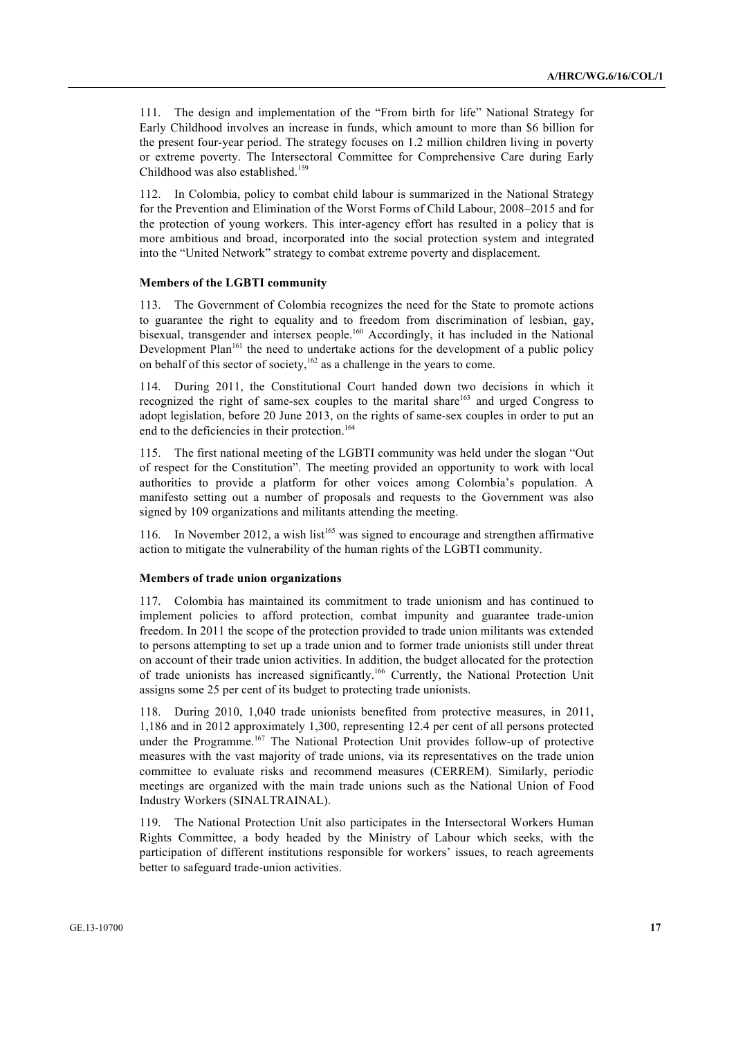111. The design and implementation of the "From birth for life" National Strategy for Early Childhood involves an increase in funds, which amount to more than $6 billion for the present four-year period. The strategy focuses on 1.2 million children living in poverty or extreme poverty. The Intersectoral Committee for Comprehensive Care during Early Childhood was also established.[159]

112. In Colombia, policy to combat child labour is summarized in the National Strategy for the Prevention and Elimination of the Worst Forms of Child Labour, 2008–2015 and for the protection of young workers. This inter-agency effort has resulted in a policy that is more ambitious and broad, incorporated into the social protection system and integrated into the "United Network" strategy to combat extreme poverty and displacement.

**Members of the LGBTI community**

113. The Government of Colombia recognizes the need for the State to promote actions to guarantee the right to equality and to freedom from discrimination of lesbian, gay, bisexual, transgender and intersex people.[160] Accordingly, it has included in the National Development Plan[161] the need to undertake actions for the development of a public policy on behalf of this sector of society,[162] as a challenge in the years to come.

114. During 2011, the Constitutional Court handed down two decisions in which it recognized the right of same-sex couples to the marital share[163] and urged Congress to adopt legislation, before 20 June 2013, on the rights of same-sex couples in order to put an end to the deficiencies in their protection.[164]

115. The first national meeting of the LGBTI community was held under the slogan "Out of respect for the Constitution". The meeting provided an opportunity to work with local authorities to provide a platform for other voices among Colombia's population. A manifesto setting out a number of proposals and requests to the Government was also signed by 109 organizations and militants attending the meeting.

116. In November 2012, a wish list[165] was signed to encourage and strengthen affirmative action to mitigate the vulnerability of the human rights of the LGBTI community.

**Members of trade union organizations**

117. Colombia has maintained its commitment to trade unionism and has continued to implement policies to afford protection, combat impunity and guarantee trade-union freedom. In 2011 the scope of the protection provided to trade union militants was extended to persons attempting to set up a trade union and to former trade unionists still under threat on account of their trade union activities. In addition, the budget allocated for the protection of trade unionists has increased significantly.[166] Currently, the National Protection Unit assigns some 25 per cent of its budget to protecting trade unionists.

118. During 2010, 1,040 trade unionists benefited from protective measures, in 2011, 1,186 and in 2012 approximately 1,300, representing 12.4 per cent of all persons protected under the Programme.[167] The National Protection Unit provides follow-up of protective measures with the vast majority of trade unions, via its representatives on the trade union committee to evaluate risks and recommend measures (CERREM). Similarly, periodic meetings are organized with the main trade unions such as the National Union of Food Industry Workers (SINALTRAINAL).

119. The National Protection Unit also participates in the Intersectoral Workers Human Rights Committee, a body headed by the Ministry of Labour which seeks, with the participation of different institutions responsible for workers' issues, to reach agreements better to safeguard trade-union activities.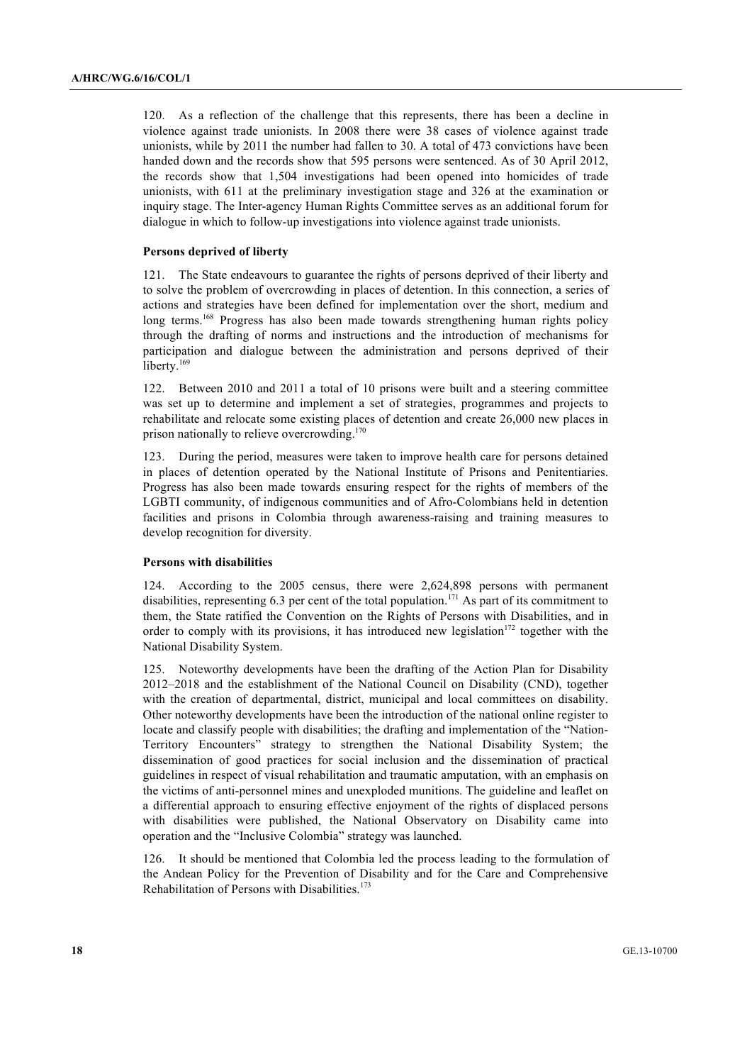120. As a reflection of the challenge that this represents, there has been a decline in violence against trade unionists. In 2008 there were 38 cases of violence against trade unionists, while by 2011 the number had fallen to 30. A total of 473 convictions have been handed down and the records show that 595 persons were sentenced. As of 30 April 2012, the records show that 1,504 investigations had been opened into homicides of trade unionists, with 611 at the preliminary investigation stage and 326 at the examination or inquiry stage. The Inter-agency Human Rights Committee serves as an additional forum for dialogue in which to follow-up investigations into violence against trade unionists.

**Persons deprived of liberty**

121. The State endeavours to guarantee the rights of persons deprived of their liberty and to solve the problem of overcrowding in places of detention. In this connection, a series of actions and strategies have been defined for implementation over the short, medium and long terms.[168] Progress has also been made towards strengthening human rights policy through the drafting of norms and instructions and the introduction of mechanisms for participation and dialogue between the administration and persons deprived of their liberty.[169]

122. Between 2010 and 2011 a total of 10 prisons were built and a steering committee was set up to determine and implement a set of strategies, programmes and projects to rehabilitate and relocate some existing places of detention and create 26,000 new places in prison nationally to relieve overcrowding.[170]

123. During the period, measures were taken to improve health care for persons detained in places of detention operated by the National Institute of Prisons and Penitentiaries. Progress has also been made towards ensuring respect for the rights of members of the LGBTI community, of indigenous communities and of Afro-Colombians held in detention facilities and prisons in Colombia through awareness-raising and training measures to develop recognition for diversity.

**Persons with disabilities**

124. According to the 2005 census, there were 2,624,898 persons with permanent disabilities, representing 6.3 per cent of the total population.[171] As part of its commitment to them, the State ratified the Convention on the Rights of Persons with Disabilities, and in order to comply with its provisions, it has introduced new legislation[172] together with the National Disability System.

125. Noteworthy developments have been the drafting of the Action Plan for Disability 2012–2018 and the establishment of the National Council on Disability (CND), together with the creation of departmental, district, municipal and local committees on disability. Other noteworthy developments have been the introduction of the national online register to locate and classify people with disabilities; the drafting and implementation of the "Nation-Territory Encounters" strategy to strengthen the National Disability System; the dissemination of good practices for social inclusion and the dissemination of practical guidelines in respect of visual rehabilitation and traumatic amputation, with an emphasis on the victims of anti-personnel mines and unexploded munitions. The guideline and leaflet on a differential approach to ensuring effective enjoyment of the rights of displaced persons with disabilities were published, the National Observatory on Disability came into operation and the "Inclusive Colombia" strategy was launched.

126. It should be mentioned that Colombia led the process leading to the formulation of the Andean Policy for the Prevention of Disability and for the Care and Comprehensive Rehabilitation of Persons with Disabilities.[173]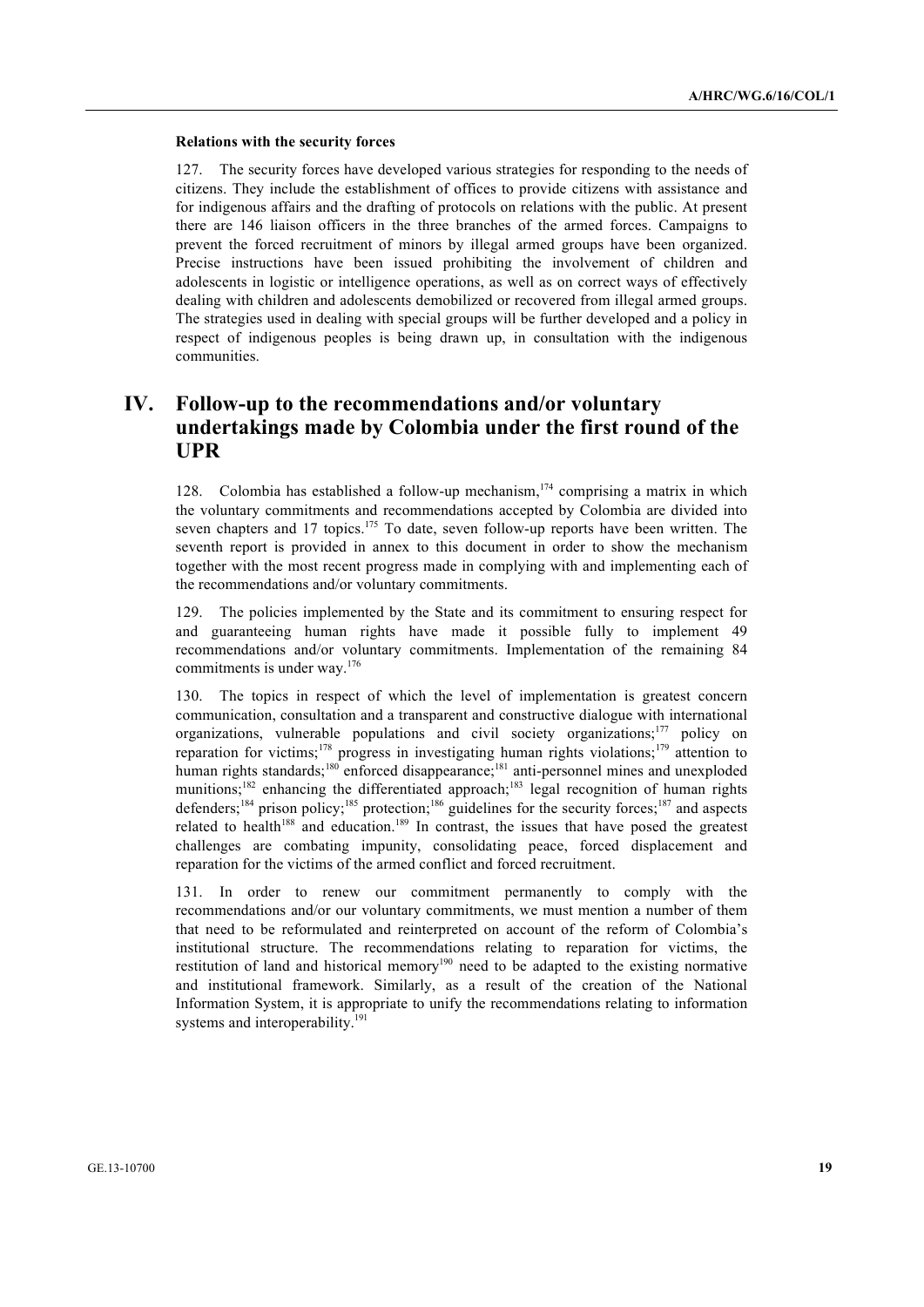**Relations with the security forces**

127. The security forces have developed various strategies for responding to the needs of citizens. They include the establishment of offices to provide citizens with assistance and for indigenous affairs and the drafting of protocols on relations with the public. At present there are 146 liaison officers in the three branches of the armed forces. Campaigns to prevent the forced recruitment of minors by illegal armed groups have been organized. Precise instructions have been issued prohibiting the involvement of children and adolescents in logistic or intelligence operations, as well as on correct ways of effectively dealing with children and adolescents demobilized or recovered from illegal armed groups. The strategies used in dealing with special groups will be further developed and a policy in respect of indigenous peoples is being drawn up, in consultation with the indigenous communities.

## IV. Follow-up to the recommendations and/or voluntary undertakings made by Colombia under the first round of the UPR

128. Colombia has established a follow-up mechanism,[174] comprising a matrix in which the voluntary commitments and recommendations accepted by Colombia are divided into seven chapters and 17 topics.[175] To date, seven follow-up reports have been written. The seventh report is provided in annex to this document in order to show the mechanism together with the most recent progress made in complying with and implementing each of the recommendations and/or voluntary commitments.

129. The policies implemented by the State and its commitment to ensuring respect for and guaranteeing human rights have made it possible fully to implement 49 recommendations and/or voluntary commitments. Implementation of the remaining 84 commitments is under way.[176]

130. The topics in respect of which the level of implementation is greatest concern communication, consultation and a transparent and constructive dialogue with international organizations, vulnerable populations and civil society organizations;[177] policy on reparation for victims;[178] progress in investigating human rights violations;[179] attention to human rights standards;[180] enforced disappearance;[181] anti-personnel mines and unexploded munitions;[182] enhancing the differentiated approach;[183] legal recognition of human rights defenders;[184] prison policy;[185] protection;[186] guidelines for the security forces;[187] and aspects related to health[188] and education.[189] In contrast, the issues that have posed the greatest challenges are combating impunity, consolidating peace, forced displacement and reparation for the victims of the armed conflict and forced recruitment.

131. In order to renew our commitment permanently to comply with the recommendations and/or our voluntary commitments, we must mention a number of them that need to be reformulated and reinterpreted on account of the reform of Colombia's institutional structure. The recommendations relating to reparation for victims, the restitution of land and historical memory[190] need to be adapted to the existing normative and institutional framework. Similarly, as a result of the creation of the National Information System, it is appropriate to unify the recommendations relating to information systems and interoperability.[191]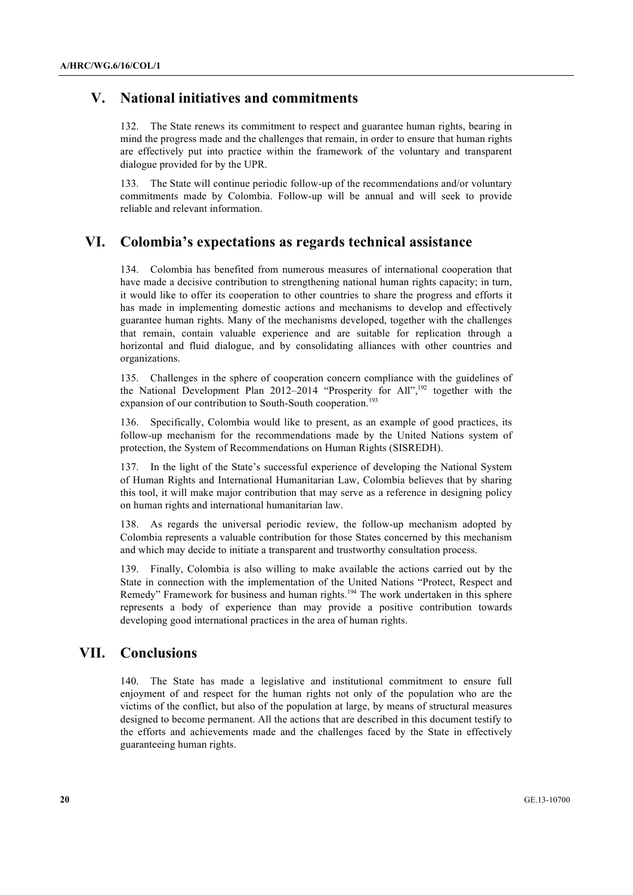## V. National initiatives and commitments

132. The State renews its commitment to respect and guarantee human rights, bearing in mind the progress made and the challenges that remain, in order to ensure that human rights are effectively put into practice within the framework of the voluntary and transparent dialogue provided for by the UPR.

133. The State will continue periodic follow-up of the recommendations and/or voluntary commitments made by Colombia. Follow-up will be annual and will seek to provide reliable and relevant information.

## VI. Colombia's expectations as regards technical assistance

134. Colombia has benefited from numerous measures of international cooperation that have made a decisive contribution to strengthening national human rights capacity; in turn, it would like to offer its cooperation to other countries to share the progress and efforts it has made in implementing domestic actions and mechanisms to develop and effectively guarantee human rights. Many of the mechanisms developed, together with the challenges that remain, contain valuable experience and are suitable for replication through a horizontal and fluid dialogue, and by consolidating alliances with other countries and organizations.

135. Challenges in the sphere of cooperation concern compliance with the guidelines of the National Development Plan 2012–2014 "Prosperity for All",[192] together with the expansion of our contribution to South-South cooperation.[193]

136. Specifically, Colombia would like to present, as an example of good practices, its follow-up mechanism for the recommendations made by the United Nations system of protection, the System of Recommendations on Human Rights (SISREDH).

137. In the light of the State's successful experience of developing the National System of Human Rights and International Humanitarian Law, Colombia believes that by sharing this tool, it will make major contribution that may serve as a reference in designing policy on human rights and international humanitarian law.

138. As regards the universal periodic review, the follow-up mechanism adopted by Colombia represents a valuable contribution for those States concerned by this mechanism and which may decide to initiate a transparent and trustworthy consultation process.

139. Finally, Colombia is also willing to make available the actions carried out by the State in connection with the implementation of the United Nations "Protect, Respect and Remedy" Framework for business and human rights.[194] The work undertaken in this sphere represents a body of experience than may provide a positive contribution towards developing good international practices in the area of human rights.

## VII. Conclusions

140. The State has made a legislative and institutional commitment to ensure full enjoyment of and respect for the human rights not only of the population who are the victims of the conflict, but also of the population at large, by means of structural measures designed to become permanent. All the actions that are described in this document testify to the efforts and achievements made and the challenges faced by the State in effectively guaranteeing human rights.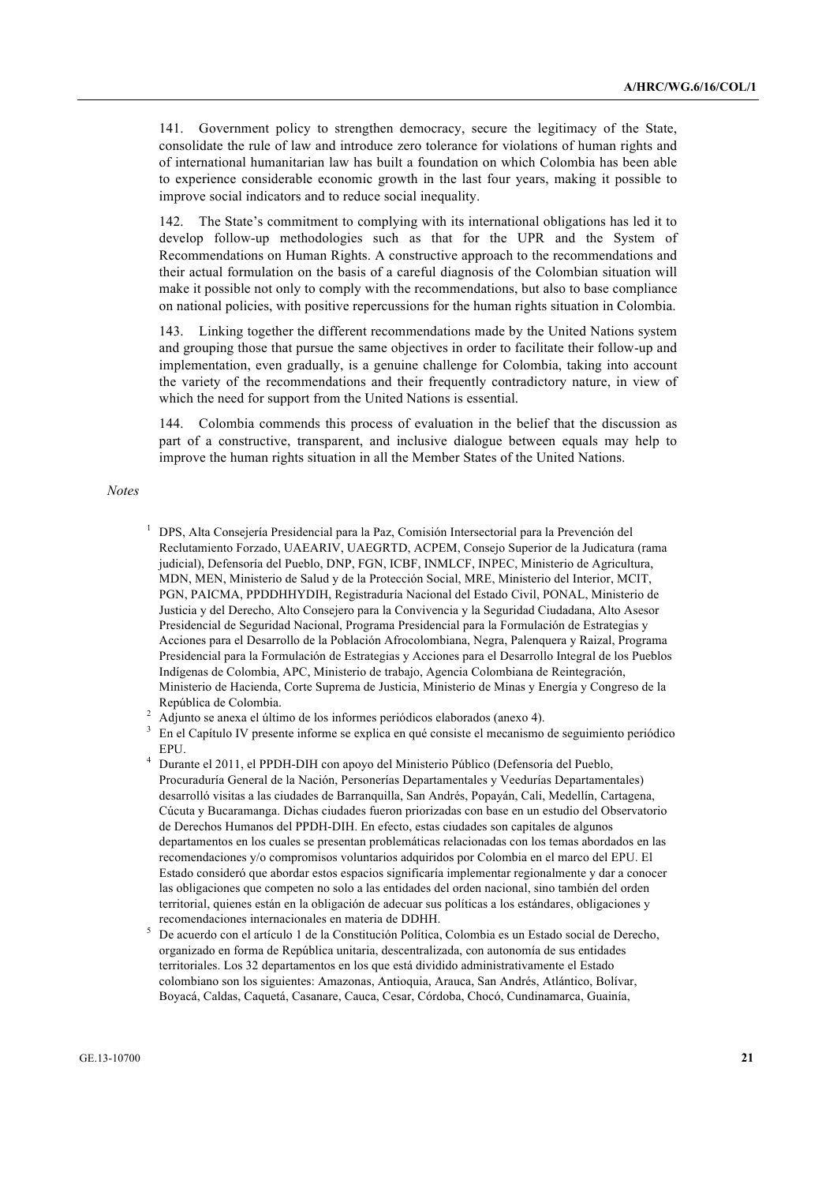141. Government policy to strengthen democracy, secure the legitimacy of the State, consolidate the rule of law and introduce zero tolerance for violations of human rights and of international humanitarian law has built a foundation on which Colombia has been able to experience considerable economic growth in the last four years, making it possible to improve social indicators and to reduce social inequality.

142. The State's commitment to complying with its international obligations has led it to develop follow-up methodologies such as that for the UPR and the System of Recommendations on Human Rights. A constructive approach to the recommendations and their actual formulation on the basis of a careful diagnosis of the Colombian situation will make it possible not only to comply with the recommendations, but also to base compliance on national policies, with positive repercussions for the human rights situation in Colombia.

143. Linking together the different recommendations made by the United Nations system and grouping those that pursue the same objectives in order to facilitate their follow-up and implementation, even gradually, is a genuine challenge for Colombia, taking into account the variety of the recommendations and their frequently contradictory nature, in view of which the need for support from the United Nations is essential.

144. Colombia commends this process of evaluation in the belief that the discussion as part of a constructive, transparent, and inclusive dialogue between equals may help to improve the human rights situation in all the Member States of the United Nations.

*Notes*

[1] DPS, Alta Consejería Presidencial para la Paz, Comisión Intersectorial para la Prevención del Reclutamiento Forzado, UAEARIV, UAEGRTD, ACPEM, Consejo Superior de la Judicatura (rama judicial), Defensoría del Pueblo, DNP, FGN, ICBF, INMLCF, INPEC, Ministerio de Agricultura, MDN, MEN, Ministerio de Salud y de la Protección Social, MRE, Ministerio del Interior, MCIT, PGN, PAICMA, PPDDHHYDIH, Registraduría Nacional del Estado Civil, PONAL, Ministerio de Justicia y del Derecho, Alto Consejero para la Convivencia y la Seguridad Ciudadana, Alto Asesor Presidencial de Seguridad Nacional, Programa Presidencial para la Formulación de Estrategias y Acciones para el Desarrollo de la Población Afrocolombiana, Negra, Palenquera y Raizal, Programa Presidencial para la Formulación de Estrategias y Acciones para el Desarrollo Integral de los Pueblos Indígenas de Colombia, APC, Ministerio de trabajo, Agencia Colombiana de Reintegración, Ministerio de Hacienda, Corte Suprema de Justicia, Ministerio de Minas y Energía y Congreso de la República de Colombia.

[2] Adjunto se anexa el último de los informes periódicos elaborados (anexo 4).

[3] En el Capítulo IV presente informe se explica en qué consiste el mecanismo de seguimiento periódico EPU.

[4] Durante el 2011, el PPDH-DIH con apoyo del Ministerio Público (Defensoría del Pueblo, Procuraduría General de la Nación, Personerías Departamentales y Veedurías Departamentales) desarrolló visitas a las ciudades de Barranquilla, San Andrés, Popayán, Cali, Medellín, Cartagena, Cúcuta y Bucaramanga. Dichas ciudades fueron priorizadas con base en un estudio del Observatorio de Derechos Humanos del PPDH-DIH. En efecto, estas ciudades son capitales de algunos departamentos en los cuales se presentan problemáticas relacionadas con los temas abordados en las recomendaciones y/o compromisos voluntarios adquiridos por Colombia en el marco del EPU. El Estado consideró que abordar estos espacios significaría implementar regionalmente y dar a conocer las obligaciones que competen no solo a las entidades del orden nacional, sino también del orden territorial, quienes están en la obligación de adecuar sus políticas a los estándares, obligaciones y recomendaciones internacionales en materia de DDHH.

[5] De acuerdo con el artículo 1 de la Constitución Política, Colombia es un Estado social de Derecho, organizado en forma de República unitaria, descentralizada, con autonomía de sus entidades territoriales. Los 32 departamentos en los que está dividido administrativamente el Estado colombiano son los siguientes: Amazonas, Antioquia, Arauca, San Andrés, Atlántico, Bolívar, Boyacá, Caldas, Caquetá, Casanare, Cauca, Cesar, Córdoba, Chocó, Cundinamarca, Guainía,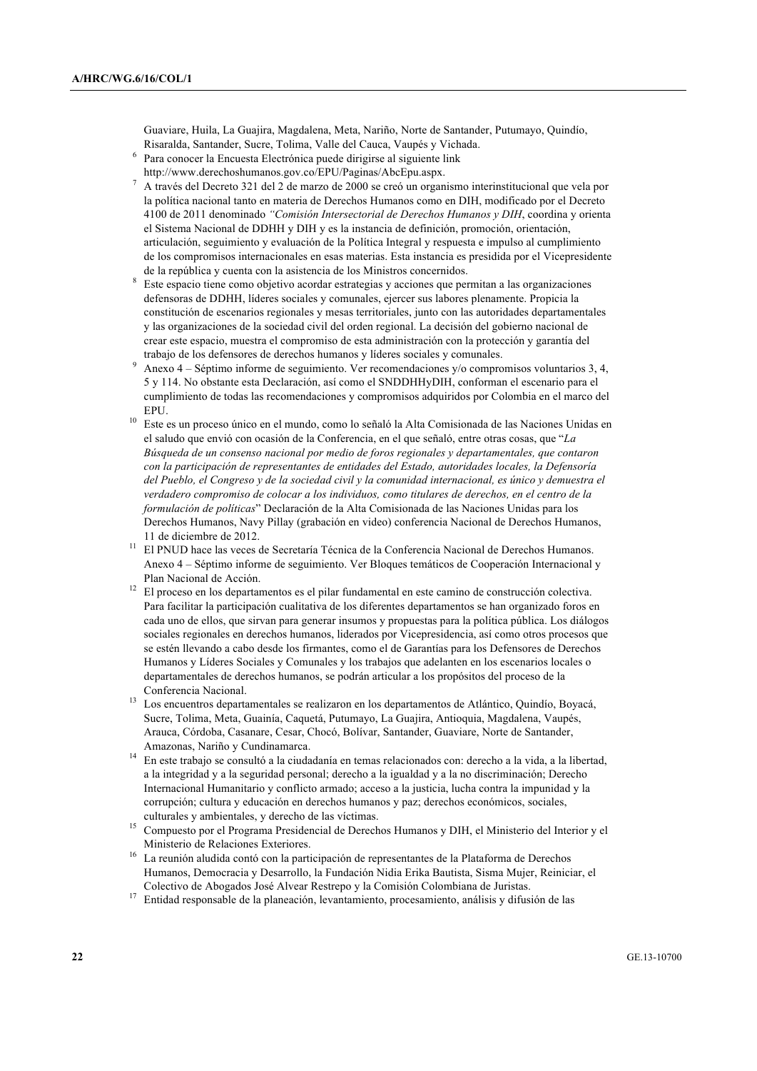Guaviare, Huila, La Guajira, Magdalena, Meta, Nariño, Norte de Santander, Putumayo, Quindío, Risaralda, Santander, Sucre, Tolima, Valle del Cauca, Vaupés y Vichada.

[6] Para conocer la Encuesta Electrónica puede dirigirse al siguiente link http://www.derechoshumanos.gov.co/EPU/Paginas/AbcEpu.aspx.

[7] A través del Decreto 321 del 2 de marzo de 2000 se creó un organismo interinstitucional que vela por la política nacional tanto en materia de Derechos Humanos como en DIH, modificado por el Decreto 4100 de 2011 denominado *"Comisión Intersectorial de Derechos Humanos y DIH*, coordina y orienta el Sistema Nacional de DDHH y DIH y es la instancia de definición, promoción, orientación, articulación, seguimiento y evaluación de la Política Integral y respuesta e impulso al cumplimiento de los compromisos internacionales en esas materias. Esta instancia es presidida por el Vicepresidente de la república y cuenta con la asistencia de los Ministros concernidos.

[8] Este espacio tiene como objetivo acordar estrategias y acciones que permitan a las organizaciones defensoras de DDHH, líderes sociales y comunales, ejercer sus labores plenamente. Propicia la constitución de escenarios regionales y mesas territoriales, junto con las autoridades departamentales y las organizaciones de la sociedad civil del orden regional. La decisión del gobierno nacional de crear este espacio, muestra el compromiso de esta administración con la protección y garantía del trabajo de los defensores de derechos humanos y líderes sociales y comunales.

[9] Anexo 4 – Séptimo informe de seguimiento. Ver recomendaciones y/o compromisos voluntarios 3, 4, 5 y 114. No obstante esta Declaración, así como el SNDDHHyDIH, conforman el escenario para el cumplimiento de todas las recomendaciones y compromisos adquiridos por Colombia en el marco del EPU.

[10] Este es un proceso único en el mundo, como lo señaló la Alta Comisionada de las Naciones Unidas en el saludo que envió con ocasión de la Conferencia, en el que señaló, entre otras cosas, que "*La Búsqueda de un consenso nacional por medio de foros regionales y departamentales, que contaron con la participación de representantes de entidades del Estado, autoridades locales, la Defensoría del Pueblo, el Congreso y de la sociedad civil y la comunidad internacional, es único y demuestra el verdadero compromiso de colocar a los individuos, como titulares de derechos, en el centro de la formulación de políticas*" Declaración de la Alta Comisionada de las Naciones Unidas para los Derechos Humanos, Navy Pillay (grabación en video) conferencia Nacional de Derechos Humanos, 11 de diciembre de 2012.

[11] El PNUD hace las veces de Secretaría Técnica de la Conferencia Nacional de Derechos Humanos. Anexo 4 – Séptimo informe de seguimiento. Ver Bloques temáticos de Cooperación Internacional y Plan Nacional de Acción.

[12] El proceso en los departamentos es el pilar fundamental en este camino de construcción colectiva. Para facilitar la participación cualitativa de los diferentes departamentos se han organizado foros en cada uno de ellos, que sirvan para generar insumos y propuestas para la política pública. Los diálogos sociales regionales en derechos humanos, liderados por Vicepresidencia, así como otros procesos que se estén llevando a cabo desde los firmantes, como el de Garantías para los Defensores de Derechos Humanos y Líderes Sociales y Comunales y los trabajos que adelanten en los escenarios locales o departamentales de derechos humanos, se podrán articular a los propósitos del proceso de la Conferencia Nacional.

[13] Los encuentros departamentales se realizaron en los departamentos de Atlántico, Quindío, Boyacá, Sucre, Tolima, Meta, Guainía, Caquetá, Putumayo, La Guajira, Antioquia, Magdalena, Vaupés, Arauca, Córdoba, Casanare, Cesar, Chocó, Bolívar, Santander, Guaviare, Norte de Santander, Amazonas, Nariño y Cundinamarca.

[14] En este trabajo se consultó a la ciudadanía en temas relacionados con: derecho a la vida, a la libertad, a la integridad y a la seguridad personal; derecho a la igualdad y a la no discriminación; Derecho Internacional Humanitario y conflicto armado; acceso a la justicia, lucha contra la impunidad y la corrupción; cultura y educación en derechos humanos y paz; derechos económicos, sociales, culturales y ambientales, y derecho de las víctimas.

[15] Compuesto por el Programa Presidencial de Derechos Humanos y DIH, el Ministerio del Interior y el Ministerio de Relaciones Exteriores.

[16] La reunión aludida contó con la participación de representantes de la Plataforma de Derechos Humanos, Democracia y Desarrollo, la Fundación Nidia Erika Bautista, Sisma Mujer, Reiniciar, el Colectivo de Abogados José Alvear Restrepo y la Comisión Colombiana de Juristas.

[17] Entidad responsable de la planeación, levantamiento, procesamiento, análisis y difusión de las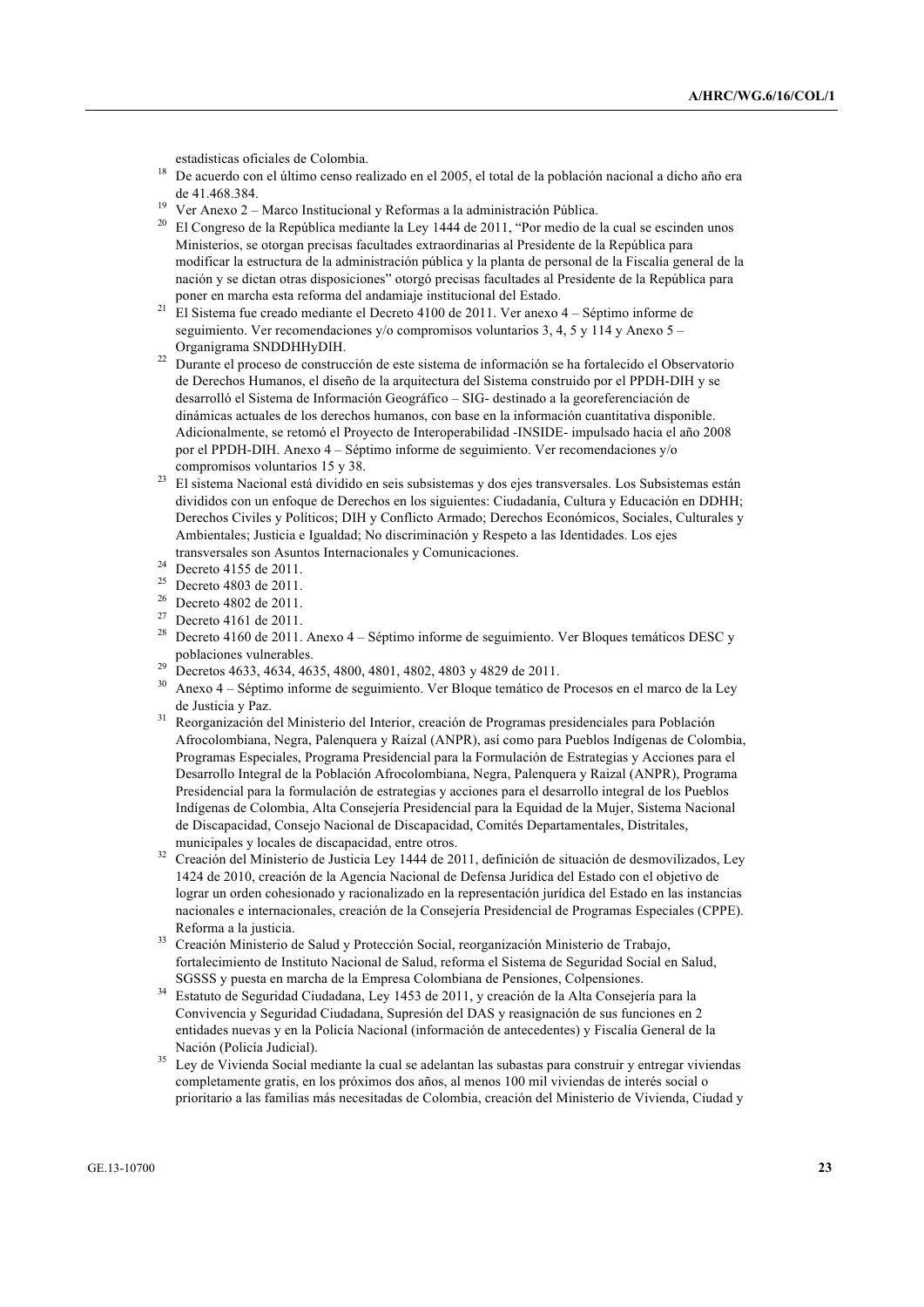estadísticas oficiales de Colombia.

[18] De acuerdo con el último censo realizado en el 2005, el total de la población nacional a dicho año era de 41.468.384.

[19] Ver Anexo 2 – Marco Institucional y Reformas a la administración Pública.

[20] El Congreso de la República mediante la Ley 1444 de 2011, "Por medio de la cual se escinden unos Ministerios, se otorgan precisas facultades extraordinarias al Presidente de la República para modificar la estructura de la administración pública y la planta de personal de la Fiscalía general de la nación y se dictan otras disposiciones" otorgó precisas facultades al Presidente de la República para poner en marcha esta reforma del andamiaje institucional del Estado.

[21] El Sistema fue creado mediante el Decreto 4100 de 2011. Ver anexo 4 – Séptimo informe de seguimiento. Ver recomendaciones y/o compromisos voluntarios 3, 4, 5 y 114 y Anexo 5 – Organigrama SNDDHHyDIH.

[22] Durante el proceso de construcción de este sistema de información se ha fortalecido el Observatorio de Derechos Humanos, el diseño de la arquitectura del Sistema construido por el PPDH-DIH y se desarrolló el Sistema de Información Geográfico – SIG- destinado a la georeferenciación de dinámicas actuales de los derechos humanos, con base en la información cuantitativa disponible. Adicionalmente, se retomó el Proyecto de Interoperabilidad -INSIDE- impulsado hacia el año 2008 por el PPDH-DIH. Anexo 4 – Séptimo informe de seguimiento. Ver recomendaciones y/o compromisos voluntarios 15 y 38.

[23] El sistema Nacional está dividido en seis subsistemas y dos ejes transversales. Los Subsistemas están divididos con un enfoque de Derechos en los siguientes: Ciudadanía, Cultura y Educación en DDHH; Derechos Civiles y Políticos; DIH y Conflicto Armado; Derechos Económicos, Sociales, Culturales y Ambientales; Justicia e Igualdad; No discriminación y Respeto a las Identidades. Los ejes transversales son Asuntos Internacionales y Comunicaciones.

[24] Decreto 4155 de 2011.

[25] Decreto 4803 de 2011.

[26] Decreto 4802 de 2011.

[27] Decreto 4161 de 2011.

[28] Decreto 4160 de 2011. Anexo 4 – Séptimo informe de seguimiento. Ver Bloques temáticos DESC y poblaciones vulnerables.

[29] Decretos 4633, 4634, 4635, 4800, 4801, 4802, 4803 y 4829 de 2011.

[30] Anexo 4 – Séptimo informe de seguimiento. Ver Bloque temático de Procesos en el marco de la Ley de Justicia y Paz.

[31] Reorganización del Ministerio del Interior, creación de Programas presidenciales para Población Afrocolombiana, Negra, Palenquera y Raizal (ANPR), así como para Pueblos Indígenas de Colombia, Programas Especiales, Programa Presidencial para la Formulación de Estrategias y Acciones para el Desarrollo Integral de la Población Afrocolombiana, Negra, Palenquera y Raizal (ANPR), Programa Presidencial para la formulación de estrategias y acciones para el desarrollo integral de los Pueblos Indígenas de Colombia, Alta Consejería Presidencial para la Equidad de la Mujer, Sistema Nacional de Discapacidad, Consejo Nacional de Discapacidad, Comités Departamentales, Distritales, municipales y locales de discapacidad, entre otros.

[32] Creación del Ministerio de Justicia Ley 1444 de 2011, definición de situación de desmovilizados, Ley 1424 de 2010, creación de la Agencia Nacional de Defensa Jurídica del Estado con el objetivo de lograr un orden cohesionado y racionalizado en la representación jurídica del Estado en las instancias nacionales e internacionales, creación de la Consejería Presidencial de Programas Especiales (CPPE). Reforma a la justicia.

[33] Creación Ministerio de Salud y Protección Social, reorganización Ministerio de Trabajo, fortalecimiento de Instituto Nacional de Salud, reforma el Sistema de Seguridad Social en Salud, SGSSS y puesta en marcha de la Empresa Colombiana de Pensiones, Colpensiones.

[34] Estatuto de Seguridad Ciudadana, Ley 1453 de 2011, y creación de la Alta Consejería para la Convivencia y Seguridad Ciudadana, Supresión del DAS y reasignación de sus funciones en 2 entidades nuevas y en la Policía Nacional (información de antecedentes) y Fiscalía General de la Nación (Policía Judicial).

[35] Ley de Vivienda Social mediante la cual se adelantan las subastas para construir y entregar viviendas completamente gratis, en los próximos dos años, al menos 100 mil viviendas de interés social o prioritario a las familias más necesitadas de Colombia, creación del Ministerio de Vivienda, Ciudad y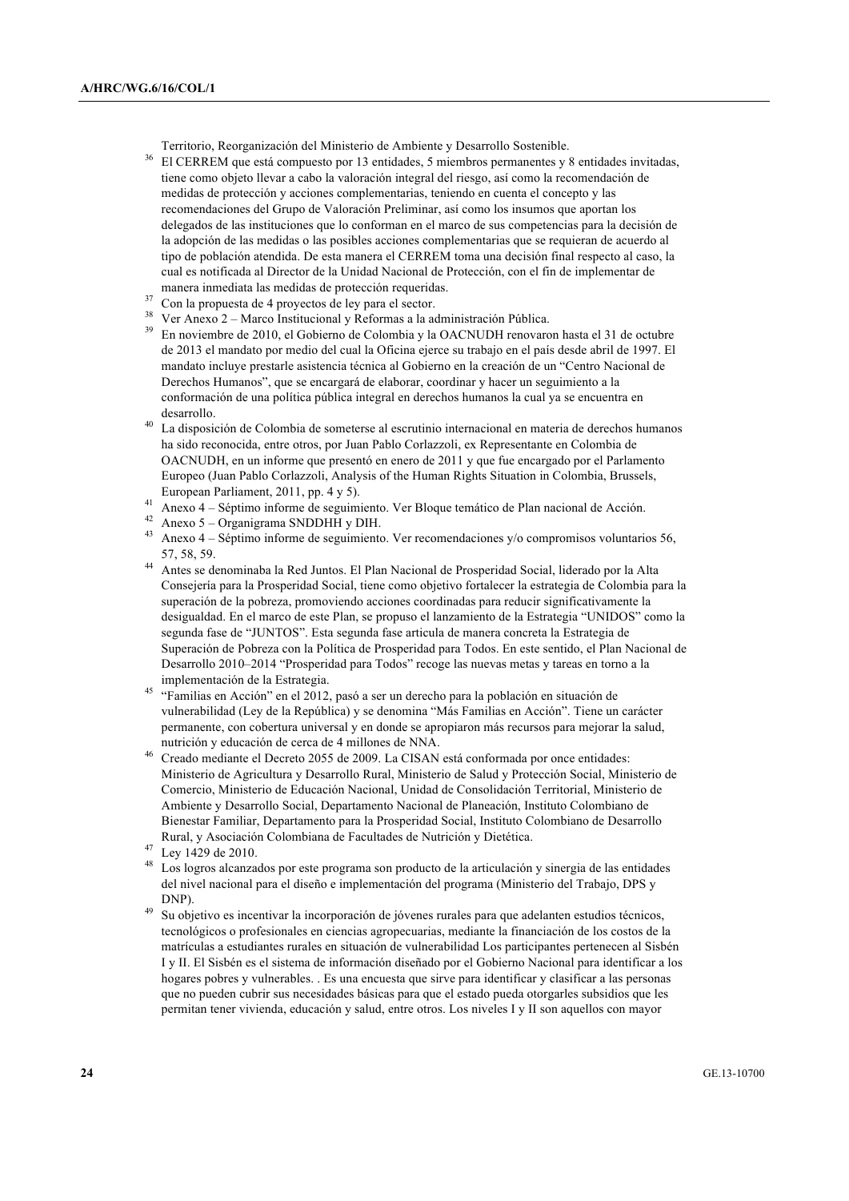Territorio, Reorganización del Ministerio de Ambiente y Desarrollo Sostenible.

[36] El CERREM que está compuesto por 13 entidades, 5 miembros permanentes y 8 entidades invitadas, tiene como objeto llevar a cabo la valoración integral del riesgo, así como la recomendación de medidas de protección y acciones complementarias, teniendo en cuenta el concepto y las recomendaciones del Grupo de Valoración Preliminar, así como los insumos que aportan los delegados de las instituciones que lo conforman en el marco de sus competencias para la decisión de la adopción de las medidas o las posibles acciones complementarias que se requieran de acuerdo al tipo de población atendida. De esta manera el CERREM toma una decisión final respecto al caso, la cual es notificada al Director de la Unidad Nacional de Protección, con el fin de implementar de manera inmediata las medidas de protección requeridas.

[37] Con la propuesta de 4 proyectos de ley para el sector.

[38] Ver Anexo 2 – Marco Institucional y Reformas a la administración Pública.

[39] En noviembre de 2010, el Gobierno de Colombia y la OACNUDH renovaron hasta el 31 de octubre de 2013 el mandato por medio del cual la Oficina ejerce su trabajo en el país desde abril de 1997. El mandato incluye prestarle asistencia técnica al Gobierno en la creación de un "Centro Nacional de Derechos Humanos", que se encargará de elaborar, coordinar y hacer un seguimiento a la conformación de una política pública integral en derechos humanos la cual ya se encuentra en desarrollo.

[40] La disposición de Colombia de someterse al escrutinio internacional en materia de derechos humanos ha sido reconocida, entre otros, por Juan Pablo Corlazzoli, ex Representante en Colombia de OACNUDH, en un informe que presentó en enero de 2011 y que fue encargado por el Parlamento Europeo (Juan Pablo Corlazzoli, Analysis of the Human Rights Situation in Colombia, Brussels, European Parliament, 2011, pp. 4 y 5).

[41] Anexo 4 – Séptimo informe de seguimiento. Ver Bloque temático de Plan nacional de Acción.

[42] Anexo 5 – Organigrama SNDDHH y DIH.

[43] Anexo 4 – Séptimo informe de seguimiento. Ver recomendaciones y/o compromisos voluntarios 56, 57, 58, 59.

[44] Antes se denominaba la Red Juntos. El Plan Nacional de Prosperidad Social, liderado por la Alta Consejería para la Prosperidad Social, tiene como objetivo fortalecer la estrategia de Colombia para la superación de la pobreza, promoviendo acciones coordinadas para reducir significativamente la desigualdad. En el marco de este Plan, se propuso el lanzamiento de la Estrategia "UNIDOS" como la segunda fase de "JUNTOS". Esta segunda fase articula de manera concreta la Estrategia de Superación de Pobreza con la Política de Prosperidad para Todos. En este sentido, el Plan Nacional de Desarrollo 2010–2014 "Prosperidad para Todos" recoge las nuevas metas y tareas en torno a la implementación de la Estrategia.

[45] "Familias en Acción" en el 2012, pasó a ser un derecho para la población en situación de vulnerabilidad (Ley de la República) y se denomina "Más Familias en Acción". Tiene un carácter permanente, con cobertura universal y en donde se apropiaron más recursos para mejorar la salud, nutrición y educación de cerca de 4 millones de NNA.

[46] Creado mediante el Decreto 2055 de 2009. La CISAN está conformada por once entidades: Ministerio de Agricultura y Desarrollo Rural, Ministerio de Salud y Protección Social, Ministerio de Comercio, Ministerio de Educación Nacional, Unidad de Consolidación Territorial, Ministerio de Ambiente y Desarrollo Social, Departamento Nacional de Planeación, Instituto Colombiano de Bienestar Familiar, Departamento para la Prosperidad Social, Instituto Colombiano de Desarrollo Rural, y Asociación Colombiana de Facultades de Nutrición y Dietética.

[47] Ley 1429 de 2010.

[48] Los logros alcanzados por este programa son producto de la articulación y sinergia de las entidades del nivel nacional para el diseño e implementación del programa (Ministerio del Trabajo, DPS y DNP).

[49] Su objetivo es incentivar la incorporación de jóvenes rurales para que adelanten estudios técnicos, tecnológicos o profesionales en ciencias agropecuarias, mediante la financiación de los costos de la matrículas a estudiantes rurales en situación de vulnerabilidad Los participantes pertenecen al Sisbén I y II. El Sisbén es el sistema de información diseñado por el Gobierno Nacional para identificar a los hogares pobres y vulnerables. . Es una encuesta que sirve para identificar y clasificar a las personas que no pueden cubrir sus necesidades básicas para que el estado pueda otorgarles subsidios que les permitan tener vivienda, educación y salud, entre otros. Los niveles I y II son aquellos con mayor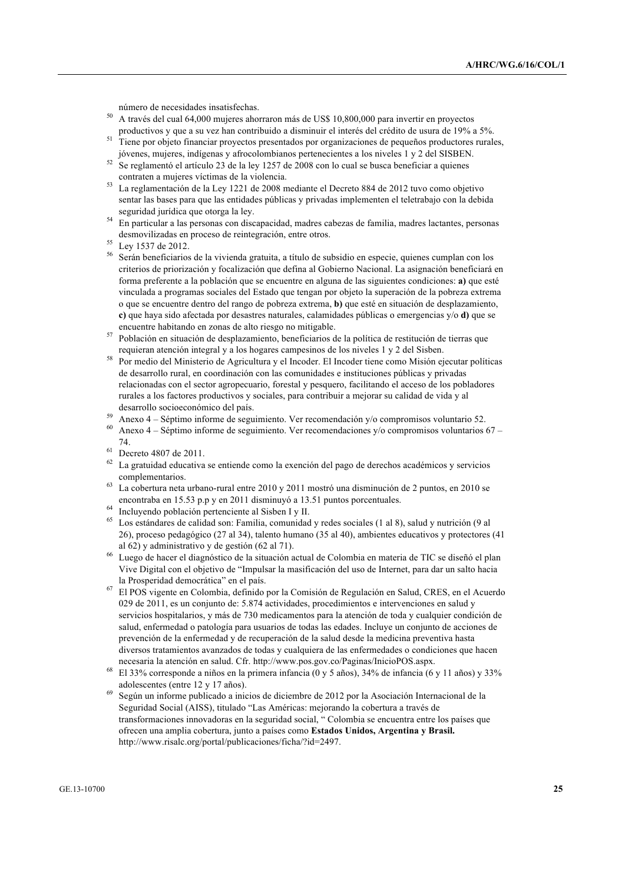número de necesidades insatisfechas.

[50] A través del cual 64,000 mujeres ahorraron más de US$ 10,800,000 para invertir en proyectos productivos y que a su vez han contribuido a disminuir el interés del crédito de usura de 19% a 5%.

[51] Tiene por objeto financiar proyectos presentados por organizaciones de pequeños productores rurales, jóvenes, mujeres, indígenas y afrocolombianos pertenecientes a los niveles 1 y 2 del SISBEN.

[52] Se reglamentó el artículo 23 de la ley 1257 de 2008 con lo cual se busca beneficiar a quienes contraten a mujeres víctimas de la violencia.

[53] La reglamentación de la Ley 1221 de 2008 mediante el Decreto 884 de 2012 tuvo como objetivo sentar las bases para que las entidades públicas y privadas implementen el teletrabajo con la debida seguridad jurídica que otorga la ley.

[54] En particular a las personas con discapacidad, madres cabezas de familia, madres lactantes, personas desmovilizadas en proceso de reintegración, entre otros.

[55] Ley 1537 de 2012.

[56] Serán beneficiarios de la vivienda gratuita, a título de subsidio en especie, quienes cumplan con los criterios de priorización y focalización que defina al Gobierno Nacional. La asignación beneficiará en forma preferente a la población que se encuentre en alguna de las siguientes condiciones: **a)** que esté vinculada a programas sociales del Estado que tengan por objeto la superación de la pobreza extrema o que se encuentre dentro del rango de pobreza extrema, **b)** que esté en situación de desplazamiento, **c)** que haya sido afectada por desastres naturales, calamidades públicas o emergencias y/o **d)** que se encuentre habitando en zonas de alto riesgo no mitigable.

[57] Población en situación de desplazamiento, beneficiarios de la política de restitución de tierras que requieran atención integral y a los hogares campesinos de los niveles 1 y 2 del Sisben.

[58] Por medio del Ministerio de Agricultura y el Incoder. El Incoder tiene como Misión ejecutar políticas de desarrollo rural, en coordinación con las comunidades e instituciones públicas y privadas relacionadas con el sector agropecuario, forestal y pesquero, facilitando el acceso de los pobladores rurales a los factores productivos y sociales, para contribuir a mejorar su calidad de vida y al desarrollo socioeconómico del país.

[59] Anexo 4 – Séptimo informe de seguimiento. Ver recomendación y/o compromisos voluntario 52.

[60] Anexo 4 – Séptimo informe de seguimiento. Ver recomendaciones y/o compromisos voluntarios 67 – 74.

[61] Decreto 4807 de 2011.

[62] La gratuidad educativa se entiende como la exención del pago de derechos académicos y servicios complementarios.

[63] La cobertura neta urbano-rural entre 2010 y 2011 mostró una disminución de 2 puntos, en 2010 se encontraba en 15.53 p.p y en 2011 disminuyó a 13.51 puntos porcentuales.

[64] Incluyendo población perteneciente al Sisben I y II.

[65] Los estándares de calidad son: Familia, comunidad y redes sociales (1 al 8), salud y nutrición (9 al 26), proceso pedagógico (27 al 34), talento humano (35 al 40), ambientes educativos y protectores (41 al 62) y administrativo y de gestión (62 al 71).

[66] Luego de hacer el diagnóstico de la situación actual de Colombia en materia de TIC se diseñó el plan Vive Digital con el objetivo de "Impulsar la masificación del uso de Internet, para dar un salto hacia la Prosperidad democrática" en el país.

[67] El POS vigente en Colombia, definido por la Comisión de Regulación en Salud, CRES, en el Acuerdo 029 de 2011, es un conjunto de: 5.874 actividades, procedimientos e intervenciones en salud y servicios hospitalarios, y más de 730 medicamentos para la atención de toda y cualquier condición de salud, enfermedad o patología para usuarios de todas las edades. Incluye un conjunto de acciones de prevención de la enfermedad y de recuperación de la salud desde la medicina preventiva hasta diversos tratamientos avanzados de todas y cualquiera de las enfermedades o condiciones que hacen necesaria la atención en salud. Cfr. http://www.pos.gov.co/Paginas/InicioPOS.aspx.

[68] El 33% corresponde a niños en la primera infancia (0 y 5 años), 34% de infancia (6 y 11 años) y 33% adolescentes (entre 12 y 17 años).

[69] Según un informe publicado a inicios de diciembre de 2012 por la Asociación Internacional de la Seguridad Social (AISS), titulado "Las Américas: mejorando la cobertura a través de transformaciones innovadoras en la seguridad social, " Colombia se encuentra entre los países que ofrecen una amplia cobertura, junto a países como **Estados Unidos, Argentina y Brasil.** http://www.risalc.org/portal/publicaciones/ficha/?id=2497.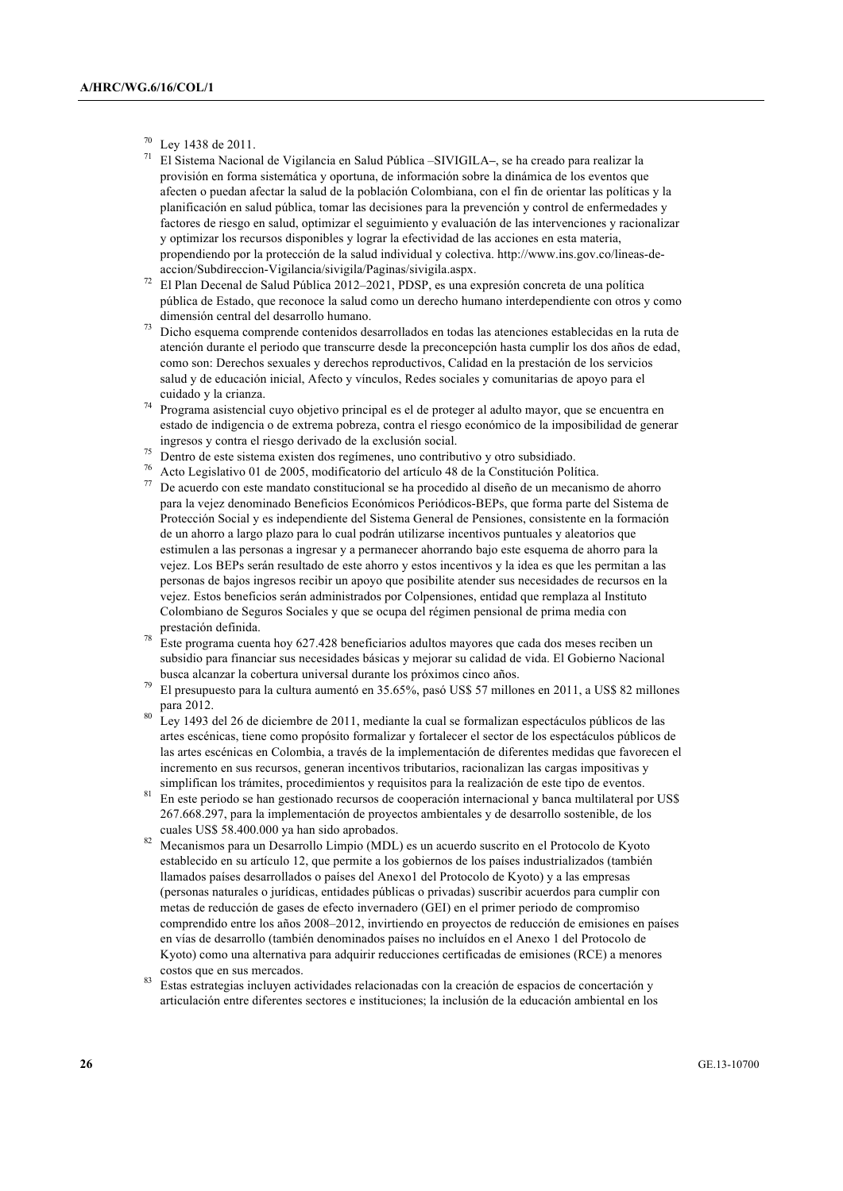[70] Ley 1438 de 2011.

[71] El Sistema Nacional de Vigilancia en Salud Pública –SIVIGILA–, se ha creado para realizar la provisión en forma sistemática y oportuna, de información sobre la dinámica de los eventos que afecten o puedan afectar la salud de la población Colombiana, con el fin de orientar las políticas y la planificación en salud pública, tomar las decisiones para la prevención y control de enfermedades y factores de riesgo en salud, optimizar el seguimiento y evaluación de las intervenciones y racionalizar y optimizar los recursos disponibles y lograr la efectividad de las acciones en esta materia, propendiendo por la protección de la salud individual y colectiva. http://www.ins.gov.co/lineas-de-accion/Subdireccion-Vigilancia/sivigila/Paginas/sivigila.aspx.

[72] El Plan Decenal de Salud Pública 2012–2021, PDSP, es una expresión concreta de una política pública de Estado, que reconoce la salud como un derecho humano interdependiente con otros y como dimensión central del desarrollo humano.

[73] Dicho esquema comprende contenidos desarrollados en todas las atenciones establecidas en la ruta de atención durante el periodo que transcurre desde la preconcepción hasta cumplir los dos años de edad, como son: Derechos sexuales y derechos reproductivos, Calidad en la prestación de los servicios salud y de educación inicial, Afecto y vínculos, Redes sociales y comunitarias de apoyo para el cuidado y la crianza.

[74] Programa asistencial cuyo objetivo principal es el de proteger al adulto mayor, que se encuentra en estado de indigencia o de extrema pobreza, contra el riesgo económico de la imposibilidad de generar ingresos y contra el riesgo derivado de la exclusión social.

[75] Dentro de este sistema existen dos regímenes, uno contributivo y otro subsidiado.

[76] Acto Legislativo 01 de 2005, modificatorio del artículo 48 de la Constitución Política.

[77] De acuerdo con este mandato constitucional se ha procedido al diseño de un mecanismo de ahorro para la vejez denominado Beneficios Económicos Periódicos-BEPs, que forma parte del Sistema de Protección Social y es independiente del Sistema General de Pensiones, consistente en la formación de un ahorro a largo plazo para lo cual podrán utilizarse incentivos puntuales y aleatorios que estimulen a las personas a ingresar y a permanecer ahorrando bajo este esquema de ahorro para la vejez. Los BEPs serán resultado de este ahorro y estos incentivos y la idea es que les permitan a las personas de bajos ingresos recibir un apoyo que posibilite atender sus necesidades de recursos en la vejez. Estos beneficios serán administrados por Colpensiones, entidad que remplaza al Instituto Colombiano de Seguros Sociales y que se ocupa del régimen pensional de prima media con prestación definida.

[78] Este programa cuenta hoy 627.428 beneficiarios adultos mayores que cada dos meses reciben un subsidio para financiar sus necesidades básicas y mejorar su calidad de vida. El Gobierno Nacional busca alcanzar la cobertura universal durante los próximos cinco años.

[79] El presupuesto para la cultura aumentó en 35.65%, pasó US$ 57 millones en 2011, a US$ 82 millones para 2012.

[80] Ley 1493 del 26 de diciembre de 2011, mediante la cual se formalizan espectáculos públicos de las artes escénicas, tiene como propósito formalizar y fortalecer el sector de los espectáculos públicos de las artes escénicas en Colombia, a través de la implementación de diferentes medidas que favorecen el incremento en sus recursos, generan incentivos tributarios, racionalizan las cargas impositivas y simplifican los trámites, procedimientos y requisitos para la realización de este tipo de eventos.

[81] En este periodo se han gestionado recursos de cooperación internacional y banca multilateral por US$ 267.668.297, para la implementación de proyectos ambientales y de desarrollo sostenible, de los cuales US$ 58.400.000 ya han sido aprobados.

[82] Mecanismos para un Desarrollo Limpio (MDL) es un acuerdo suscrito en el Protocolo de Kyoto establecido en su artículo 12, que permite a los gobiernos de los países industrializados (también llamados países desarrollados o países del Anexo1 del Protocolo de Kyoto) y a las empresas (personas naturales o jurídicas, entidades públicas o privadas) suscribir acuerdos para cumplir con metas de reducción de gases de efecto invernadero (GEI) en el primer periodo de compromiso comprendido entre los años 2008–2012, invirtiendo en proyectos de reducción de emisiones en países en vías de desarrollo (también denominados países no incluidos en el Anexo 1 del Protocolo de Kyoto) como una alternativa para adquirir reducciones certificadas de emisiones (RCE) a menores costos que en sus mercados.

[83] Estas estrategias incluyen actividades relacionadas con la creación de espacios de concertación y articulación entre diferentes sectores e instituciones; la inclusión de la educación ambiental en los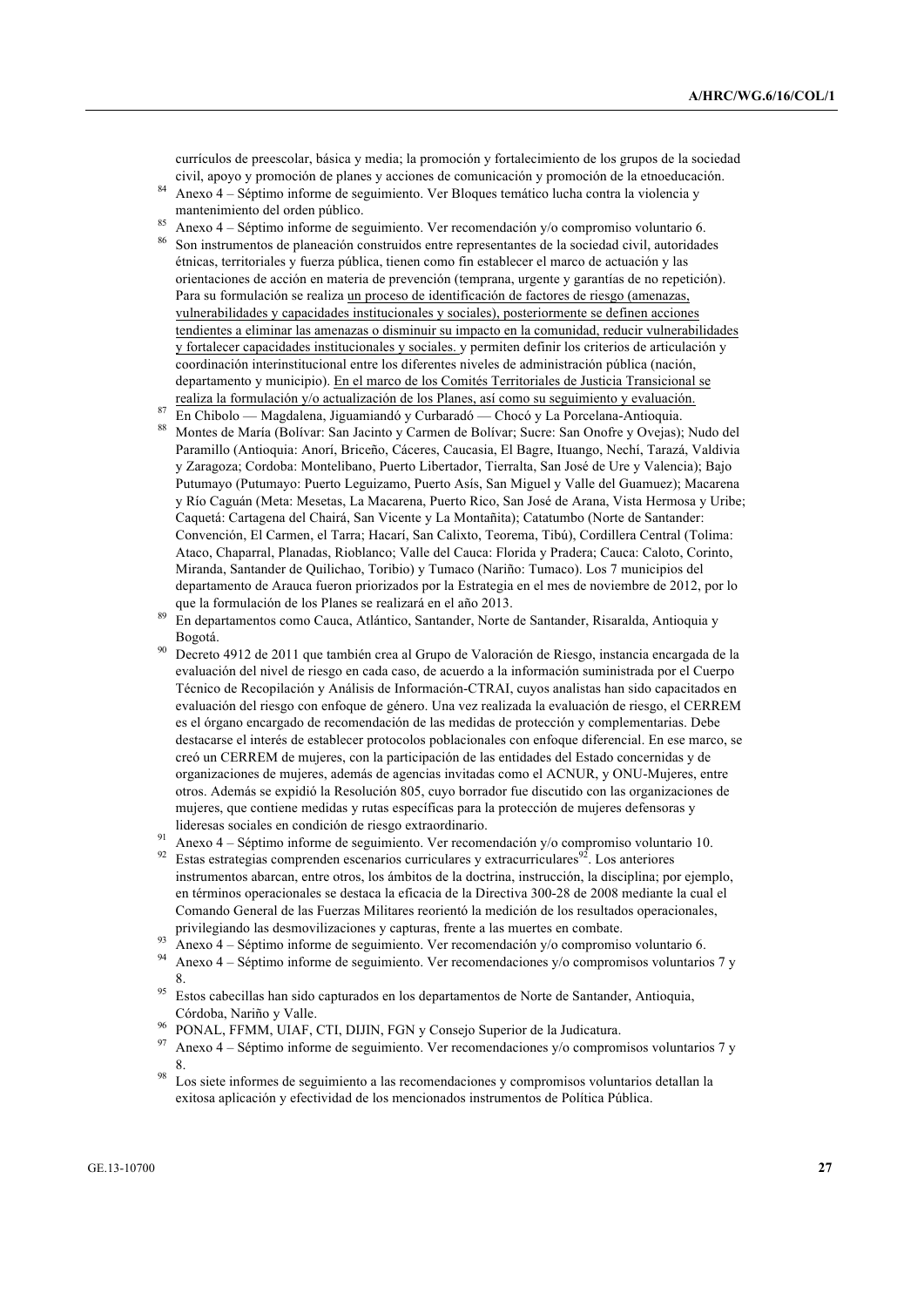currículos de preescolar, básica y media; la promoción y fortalecimiento de los grupos de la sociedad civil, apoyo y promoción de planes y acciones de comunicación y promoción de la etnoeducación.

[84] Anexo 4 – Séptimo informe de seguimiento. Ver Bloques temático lucha contra la violencia y mantenimiento del orden público.

[85] Anexo 4 – Séptimo informe de seguimiento. Ver recomendación y/o compromiso voluntario 6.

[86] Son instrumentos de planeación construidos entre representantes de la sociedad civil, autoridades étnicas, territoriales y fuerza pública, tienen como fin establecer el marco de actuación y las orientaciones de acción en materia de prevención (temprana, urgente y garantías de no repetición). Para su formulación se realiza un proceso de identificación de factores de riesgo (amenazas, vulnerabilidades y capacidades institucionales y sociales), posteriormente se definen acciones tendientes a eliminar las amenazas o disminuir su impacto en la comunidad, reducir vulnerabilidades y fortalecer capacidades institucionales y sociales. y permiten definir los criterios de articulación y coordinación interinstitucional entre los diferentes niveles de administración pública (nación, departamento y municipio). En el marco de los Comités Territoriales de Justicia Transicional se realiza la formulación y/o actualización de los Planes, así como su seguimiento y evaluación.

[87] En Chibolo — Magdalena, Jiguamiandó y Curbaradó — Chocó y La Porcelana-Antioquia.

[88] Montes de María (Bolívar: San Jacinto y Carmen de Bolívar; Sucre: San Onofre y Ovejas); Nudo del Paramillo (Antioquia: Anorí, Briceño, Cáceres, Caucasia, El Bagre, Ituango, Nechí, Tarazá, Valdivia y Zaragoza; Cordoba: Montelibano, Puerto Libertador, Tierralta, San José de Ure y Valencia); Bajo Putumayo (Putumayo: Puerto Leguizamo, Puerto Asís, San Miguel y Valle del Guamuez); Macarena y Río Caguán (Meta: Mesetas, La Macarena, Puerto Rico, San José de Arana, Vista Hermosa y Uribe; Caquetá: Cartagena del Chairá, San Vicente y La Montañita); Catatumbo (Norte de Santander: Convención, El Carmen, el Tarra; Hacarí, San Calixto, Teorema, Tibú), Cordillera Central (Tolima: Ataco, Chaparral, Planadas, Rioblanco; Valle del Cauca: Florida y Pradera; Cauca: Caloto, Corinto, Miranda, Santander de Quilichao, Toribio) y Tumaco (Nariño: Tumaco). Los 7 municipios del departamento de Arauca fueron priorizados por la Estrategia en el mes de noviembre de 2012, por lo que la formulación de los Planes se realizará en el año 2013.

[89] En departamentos como Cauca, Atlántico, Santander, Norte de Santander, Risaralda, Antioquia y Bogotá.

[90] Decreto 4912 de 2011 que también crea al Grupo de Valoración de Riesgo, instancia encargada de la evaluación del nivel de riesgo en cada caso, de acuerdo a la información suministrada por el Cuerpo Técnico de Recopilación y Análisis de Información-CTRAI, cuyos analistas han sido capacitados en evaluación del riesgo con enfoque de género. Una vez realizada la evaluación de riesgo, el CERREM es el órgano encargado de recomendación de las medidas de protección y complementarias. Debe destacarse el interés de establecer protocolos poblacionales con enfoque diferencial. En ese marco, se creó un CERREM de mujeres, con la participación de las entidades del Estado concernidas y de organizaciones de mujeres, además de agencias invitadas como el ACNUR, y ONU-Mujeres, entre otros. Además se expidió la Resolución 805, cuyo borrador fue discutido con las organizaciones de mujeres, que contiene medidas y rutas específicas para la protección de mujeres defensoras y lideresas sociales en condición de riesgo extraordinario.

[91] Anexo 4 – Séptimo informe de seguimiento. Ver recomendación y/o compromiso voluntario 10.

[92] Estas estrategias comprenden escenarios curriculares y extracurriculares[92]. Los anteriores instrumentos abarcan, entre otros, los ámbitos de la doctrina, instrucción, la disciplina; por ejemplo, en términos operacionales se destaca la eficacia de la Directiva 300-28 de 2008 mediante la cual el Comando General de las Fuerzas Militares reorientó la medición de los resultados operacionales, privilegiando las desmovilizaciones y capturas, frente a las muertes en combate.

[93] Anexo 4 – Séptimo informe de seguimiento. Ver recomendación y/o compromiso voluntario 6.

[94] Anexo 4 – Séptimo informe de seguimiento. Ver recomendaciones y/o compromisos voluntarios 7 y 8.

[95] Estos cabecillas han sido capturados en los departamentos de Norte de Santander, Antioquia, Córdoba, Nariño y Valle.

[96] PONAL, FFMM, UIAF, CTI, DIJIN, FGN y Consejo Superior de la Judicatura.

[97] Anexo 4 – Séptimo informe de seguimiento. Ver recomendaciones y/o compromisos voluntarios 7 y 8.

[98] Los siete informes de seguimiento a las recomendaciones y compromisos voluntarios detallan la exitosa aplicación y efectividad de los mencionados instrumentos de Política Pública.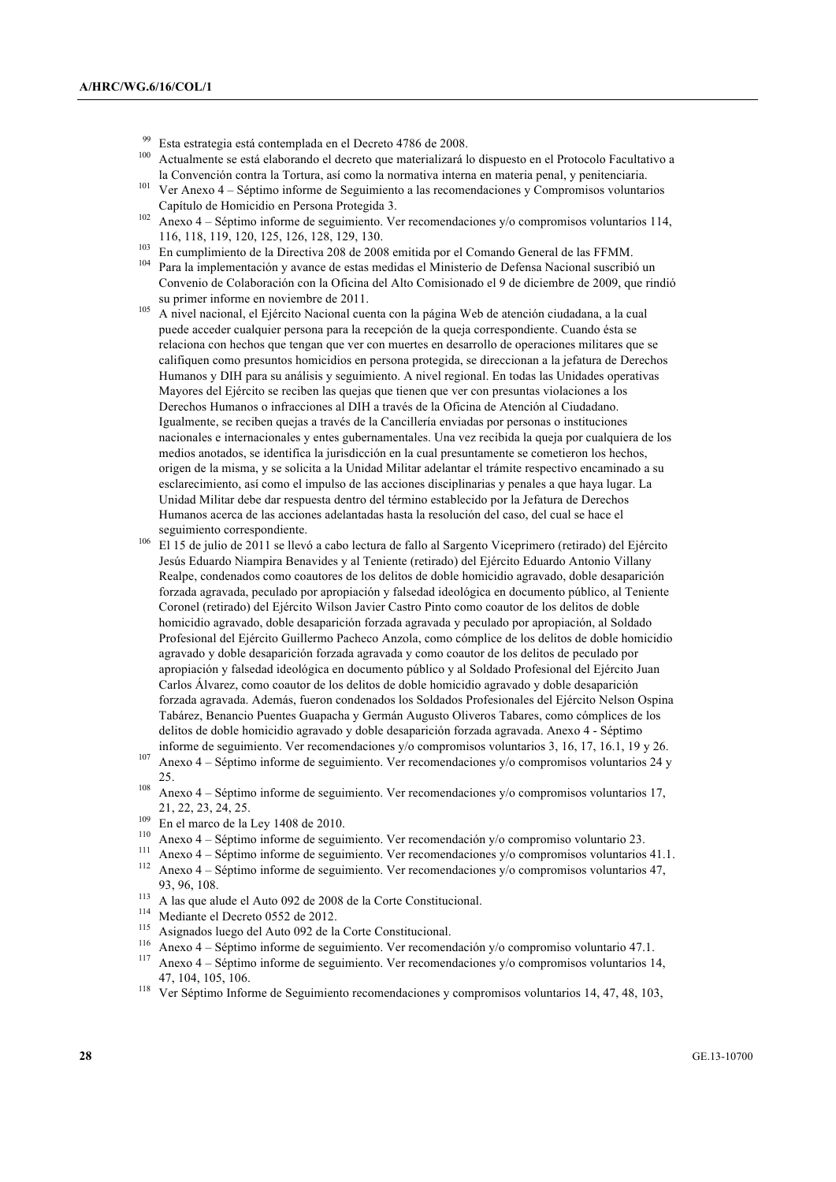[99] Esta estrategia está contemplada en el Decreto 4786 de 2008.

[100] Actualmente se está elaborando el decreto que materializará lo dispuesto en el Protocolo Facultativo a la Convención contra la Tortura, así como la normativa interna en materia penal, y penitenciaria.

[101] Ver Anexo 4 – Séptimo informe de Seguimiento a las recomendaciones y Compromisos voluntarios Capítulo de Homicidio en Persona Protegida 3.

[102] Anexo 4 – Séptimo informe de seguimiento. Ver recomendaciones y/o compromisos voluntarios 114, 116, 118, 119, 120, 125, 126, 128, 129, 130.

[103] En cumplimiento de la Directiva 208 de 2008 emitida por el Comando General de las FFMM.

[104] Para la implementación y avance de estas medidas el Ministerio de Defensa Nacional suscribió un Convenio de Colaboración con la Oficina del Alto Comisionado el 9 de diciembre de 2009, que rindió su primer informe en noviembre de 2011.

[105] A nivel nacional, el Ejército Nacional cuenta con la página Web de atención ciudadana, a la cual puede acceder cualquier persona para la recepción de la queja correspondiente. Cuando ésta se relaciona con hechos que tengan que ver con muertes en desarrollo de operaciones militares que se califiquen como presuntos homicidios en persona protegida, se direccionan a la jefatura de Derechos Humanos y DIH para su análisis y seguimiento. A nivel regional. En todas las Unidades operativas Mayores del Ejército se reciben las quejas que tienen que ver con presuntas violaciones a los Derechos Humanos o infracciones al DIH a través de la Oficina de Atención al Ciudadano. Igualmente, se reciben quejas a través de la Cancillería enviadas por personas o instituciones nacionales e internacionales y entes gubernamentales. Una vez recibida la queja por cualquiera de los medios anotados, se identifica la jurisdicción en la cual presuntamente se cometieron los hechos, origen de la misma, y se solicita a la Unidad Militar adelantar el trámite respectivo encaminado a su esclarecimiento, así como el impulso de las acciones disciplinarias y penales a que haya lugar. La Unidad Militar debe dar respuesta dentro del término establecido por la Jefatura de Derechos Humanos acerca de las acciones adelantadas hasta la resolución del caso, del cual se hace el seguimiento correspondiente.

[106] El 15 de julio de 2011 se llevó a cabo lectura de fallo al Sargento Viceprimero (retirado) del Ejército Jesús Eduardo Niampira Benavides y al Teniente (retirado) del Ejército Eduardo Antonio Villany Realpe, condenados como coautores de los delitos de doble homicidio agravado, doble desaparición forzada agravada, peculado por apropiación y falsedad ideológica en documento público, al Teniente Coronel (retirado) del Ejército Wilson Javier Castro Pinto como coautor de los delitos de doble homicidio agravado, doble desaparición forzada agravada y peculado por apropiación, al Soldado Profesional del Ejército Guillermo Pacheco Anzola, como cómplice de los delitos de doble homicidio agravado y doble desaparición forzada agravada y como coautor de los delitos de peculado por apropiación y falsedad ideológica en documento público y al Soldado Profesional del Ejército Juan Carlos Álvarez, como coautor de los delitos de doble homicidio agravado y doble desaparición forzada agravada. Además, fueron condenados los Soldados Profesionales del Ejército Nelson Ospina Tabárez, Benancio Puentes Guapacha y Germán Augusto Oliveros Tabares, como cómplices de los delitos de doble homicidio agravado y doble desaparición forzada agravada. Anexo 4 - Séptimo informe de seguimiento. Ver recomendaciones y/o compromisos voluntarios 3, 16, 17, 16.1, 19 y 26.

[107] Anexo 4 – Séptimo informe de seguimiento. Ver recomendaciones y/o compromisos voluntarios 24 y 25.

[108] Anexo 4 – Séptimo informe de seguimiento. Ver recomendaciones y/o compromisos voluntarios 17, 21, 22, 23, 24, 25.

[109] En el marco de la Ley 1408 de 2010.

[110] Anexo 4 – Séptimo informe de seguimiento. Ver recomendación y/o compromiso voluntario 23.

[111] Anexo 4 – Séptimo informe de seguimiento. Ver recomendaciones y/o compromisos voluntarios 41.1.

[112] Anexo 4 – Séptimo informe de seguimiento. Ver recomendaciones y/o compromisos voluntarios 47, 93, 96, 108.

[113] A las que alude el Auto 092 de 2008 de la Corte Constitucional.

[114] Mediante el Decreto 0552 de 2012.

[115] Asignados luego del Auto 092 de la Corte Constitucional.

[116] Anexo 4 – Séptimo informe de seguimiento. Ver recomendación y/o compromiso voluntario 47.1.

[117] Anexo 4 – Séptimo informe de seguimiento. Ver recomendaciones y/o compromisos voluntarios 14, 47, 104, 105, 106.

[118] Ver Séptimo Informe de Seguimiento recomendaciones y compromisos voluntarios 14, 47, 48, 103,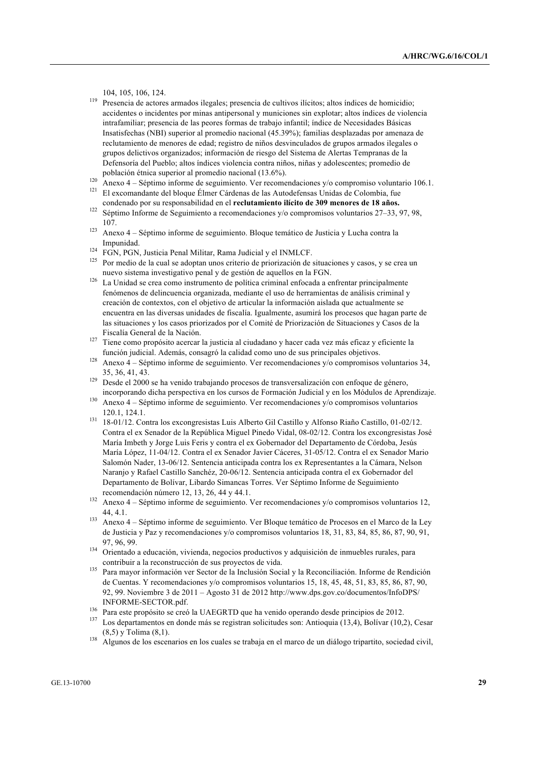104, 105, 106, 124.

[119] Presencia de actores armados ilegales; presencia de cultivos ilícitos; altos índices de homicidio; accidentes o incidentes por minas antipersonal y municiones sin explotar; altos índices de violencia intrafamiliar; presencia de las peores formas de trabajo infantil; índice de Necesidades Básicas Insatisfechas (NBI) superior al promedio nacional (45.39%); familias desplazadas por amenaza de reclutamiento de menores de edad; registro de niños desvinculados de grupos armados ilegales o grupos delictivos organizados; información de riesgo del Sistema de Alertas Tempranas de la Defensoría del Pueblo; altos índices violencia contra niños, niñas y adolescentes; promedio de población étnica superior al promedio nacional (13.6%).

[120] Anexo 4 – Séptimo informe de seguimiento. Ver recomendaciones y/o compromiso voluntario 106.1.

[121] El excomandante del bloque Élmer Cárdenas de las Autodefensas Unidas de Colombia, fue condenado por su responsabilidad en el **reclutamiento ilícito de 309 menores de 18 años.**

[122] Séptimo Informe de Seguimiento a recomendaciones y/o compromisos voluntarios 27–33, 97, 98, 107.

[123] Anexo 4 – Séptimo informe de seguimiento. Bloque temático de Justicia y Lucha contra la Impunidad.

[124] FGN, PGN, Justicia Penal Militar, Rama Judicial y el INMLCF.

[125] Por medio de la cual se adoptan unos criterio de priorización de situaciones y casos, y se crea un nuevo sistema investigativo penal y de gestión de aquellos en la FGN.

[126] La Unidad se crea como instrumento de política criminal enfocada a enfrentar principalmente fenómenos de delincuencia organizada, mediante el uso de herramientas de análisis criminal y creación de contextos, con el objetivo de articular la información aislada que actualmente se encuentra en las diversas unidades de fiscalía. Igualmente, asumirá los procesos que hagan parte de las situaciones y los casos priorizados por el Comité de Priorización de Situaciones y Casos de la Fiscalía General de la Nación.

[127] Tiene como propósito acercar la justicia al ciudadano y hacer cada vez más eficaz y eficiente la función judicial. Además, consagró la calidad como uno de sus principales objetivos.

[128] Anexo 4 – Séptimo informe de seguimiento. Ver recomendaciones y/o compromisos voluntarios 34, 35, 36, 41, 43.

[129] Desde el 2000 se ha venido trabajando procesos de transversalización con enfoque de género, incorporando dicha perspectiva en los cursos de Formación Judicial y en los Módulos de Aprendizaje.

[130] Anexo 4 – Séptimo informe de seguimiento. Ver recomendaciones y/o compromisos voluntarios 120.1, 124.1.

[131] 18-01/12. Contra los excongresistas Luis Alberto Gil Castillo y Alfonso Riaño Castillo, 01-02/12. Contra el ex Senador de la República Miguel Pinedo Vidal, 08-02/12. Contra los excongresistas José María Imbeth y Jorge Luis Feris y contra el ex Gobernador del Departamento de Córdoba, Jesús María López, 11-04/12. Contra el ex Senador Javier Cáceres, 31-05/12. Contra el ex Senador Mario Salomón Nader, 13-06/12. Sentencia anticipada contra los ex Representantes a la Cámara, Nelson Naranjo y Rafael Castillo Sanchéz, 20-06/12. Sentencia anticipada contra el ex Gobernador del Departamento de Bolívar, Libardo Simancas Torres. Ver Séptimo Informe de Seguimiento recomendación número 12, 13, 26, 44 y 44.1.

[132] Anexo 4 – Séptimo informe de seguimiento. Ver recomendaciones y/o compromisos voluntarios 12, 44, 4.1.

[133] Anexo 4 – Séptimo informe de seguimiento. Ver Bloque temático de Procesos en el Marco de la Ley de Justicia y Paz y recomendaciones y/o compromisos voluntarios 18, 31, 83, 84, 85, 86, 87, 90, 91, 97, 96, 99.

[134] Orientado a educación, vivienda, negocios productivos y adquisición de inmuebles rurales, para contribuir a la reconstrucción de sus proyectos de vida.

[135] Para mayor información ver Sector de la Inclusión Social y la Reconciliación. Informe de Rendición de Cuentas. Y recomendaciones y/o compromisos voluntarios 15, 18, 45, 48, 51, 83, 85, 86, 87, 90, 92, 99. Noviembre 3 de 2011 – Agosto 31 de 2012 http://www.dps.gov.co/documentos/InfoDPS/INFORME-SECTOR.pdf.

[136] Para este propósito se creó la UAEGRTD que ha venido operando desde principios de 2012.

[137] Los departamentos en donde más se registran solicitudes son: Antioquia (13,4), Bolívar (10,2), Cesar (8,5) y Tolima (8,1).

[138] Algunos de los escenarios en los cuales se trabaja en el marco de un diálogo tripartito, sociedad civil,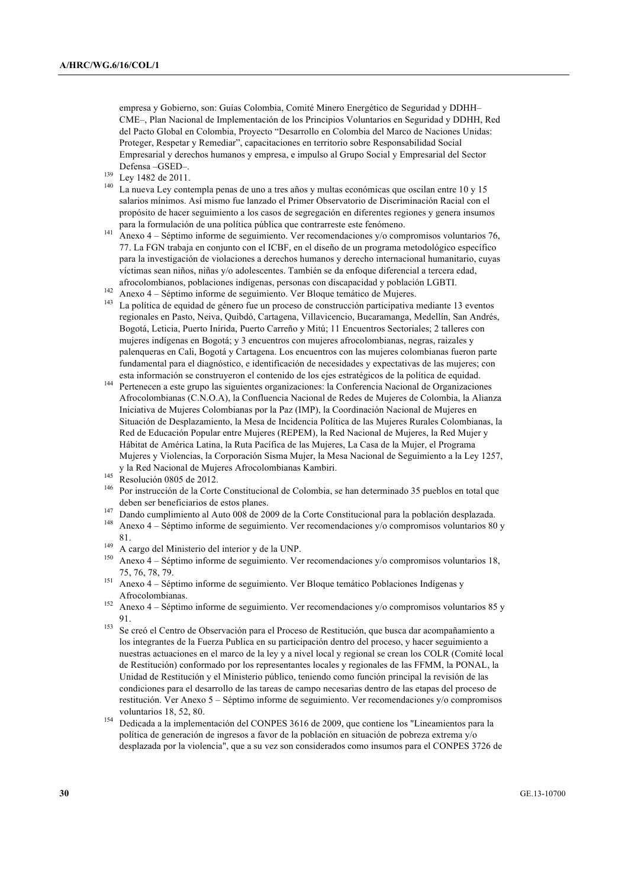empresa y Gobierno, son: Guías Colombia, Comité Minero Energético de Seguridad y DDHH–CME–, Plan Nacional de Implementación de los Principios Voluntarios en Seguridad y DDHH, Red del Pacto Global en Colombia, Proyecto "Desarrollo en Colombia del Marco de Naciones Unidas: Proteger, Respetar y Remediar", capacitaciones en territorio sobre Responsabilidad Social Empresarial y derechos humanos y empresa, e impulso al Grupo Social y Empresarial del Sector Defensa –GSED–.

[139] Ley 1482 de 2011.

[140] La nueva Ley contempla penas de uno a tres años y multas económicas que oscilan entre 10 y 15 salarios mínimos. Así mismo fue lanzado el Primer Observatorio de Discriminación Racial con el propósito de hacer seguimiento a los casos de segregación en diferentes regiones y genera insumos para la formulación de una política pública que contrarreste este fenómeno.

[141] Anexo 4 – Séptimo informe de seguimiento. Ver recomendaciones y/o compromisos voluntarios 76, 77. La FGN trabaja en conjunto con el ICBF, en el diseño de un programa metodológico específico para la investigación de violaciones a derechos humanos y derecho internacional humanitario, cuyas víctimas sean niños, niñas y/o adolescentes. También se da enfoque diferencial a tercera edad, afrocolombianos, poblaciones indígenas, personas con discapacidad y población LGBTI.

[142] Anexo 4 – Séptimo informe de seguimiento. Ver Bloque temático de Mujeres.

[143] La política de equidad de género fue un proceso de construcción participativa mediante 13 eventos regionales en Pasto, Neiva, Quibdó, Cartagena, Villavicencio, Bucaramanga, Medellín, San Andrés, Bogotá, Leticia, Puerto Inírida, Puerto Carreño y Mitú; 11 Encuentros Sectoriales; 2 talleres con mujeres indígenas en Bogotá; y 3 encuentros con mujeres afrocolombianas, negras, raizales y palenqueras en Cali, Bogotá y Cartagena. Los encuentros con las mujeres colombianas fueron parte fundamental para el diagnóstico, e identificación de necesidades y expectativas de las mujeres; con esta información se construyeron el contenido de los ejes estratégicos de la política de equidad.

[144] Pertenecen a este grupo las siguientes organizaciones: la Conferencia Nacional de Organizaciones Afrocolombianas (C.N.O.A), la Confluencia Nacional de Redes de Mujeres de Colombia, la Alianza Iniciativa de Mujeres Colombianas por la Paz (IMP), la Coordinación Nacional de Mujeres en Situación de Desplazamiento, la Mesa de Incidencia Política de las Mujeres Rurales Colombianas, la Red de Educación Popular entre Mujeres (REPEM), la Red Nacional de Mujeres, la Red Mujer y Hábitat de América Latina, la Ruta Pacífica de las Mujeres, La Casa de la Mujer, el Programa Mujeres y Violencias, la Corporación Sisma Mujer, la Mesa Nacional de Seguimiento a la Ley 1257, y la Red Nacional de Mujeres Afrocolombianas Kambiri.

[145] Resolución 0805 de 2012.

[146] Por instrucción de la Corte Constitucional de Colombia, se han determinado 35 pueblos en total que deben ser beneficiarios de estos planes.

[147] Dando cumplimiento al Auto 008 de 2009 de la Corte Constitucional para la población desplazada.

[148] Anexo 4 – Séptimo informe de seguimiento. Ver recomendaciones y/o compromisos voluntarios 80 y 81.

[149] A cargo del Ministerio del interior y de la UNP.

[150] Anexo 4 – Séptimo informe de seguimiento. Ver recomendaciones y/o compromisos voluntarios 18, 75, 76, 78, 79.

[151] Anexo 4 – Séptimo informe de seguimiento. Ver Bloque temático Poblaciones Indígenas y Afrocolombianas.

[152] Anexo 4 – Séptimo informe de seguimiento. Ver recomendaciones y/o compromisos voluntarios 85 y 91.

[153] Se creó el Centro de Observación para el Proceso de Restitución, que busca dar acompañamiento a los integrantes de la Fuerza Publica en su participación dentro del proceso, y hacer seguimiento a nuestras actuaciones en el marco de la ley y a nivel local y regional se crean los COLR (Comité local de Restitución) conformado por los representantes locales y regionales de las FFMM, la PONAL, la Unidad de Restitución y el Ministerio público, teniendo como función principal la revisión de las condiciones para el desarrollo de las tareas de campo necesarias dentro de las etapas del proceso de restitución. Ver Anexo 5 – Séptimo informe de seguimiento. Ver recomendaciones y/o compromisos voluntarios 18, 52, 80.

[154] Dedicada a la implementación del CONPES 3616 de 2009, que contiene los "Lineamientos para la política de generación de ingresos a favor de la población en situación de pobreza extrema y/o desplazada por la violencia", que a su vez son considerados como insumos para el CONPES 3726 de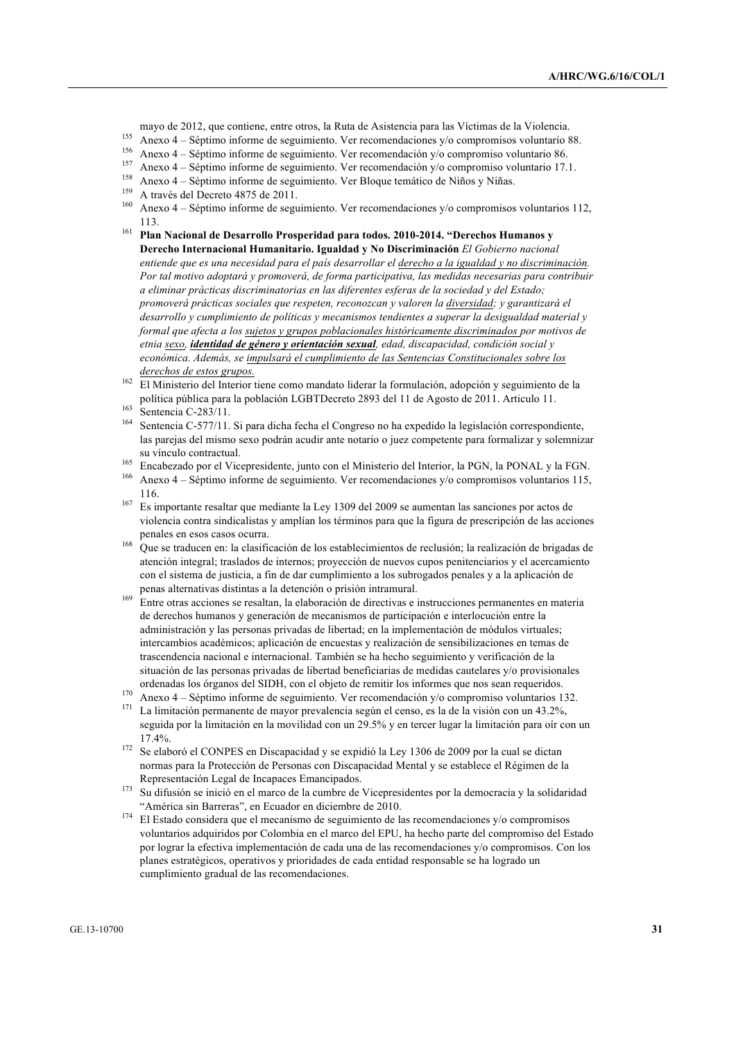mayo de 2012, que contiene, entre otros, la Ruta de Asistencia para las Víctimas de la Violencia.

[155] Anexo 4 – Séptimo informe de seguimiento. Ver recomendaciones y/o compromisos voluntario 88.

[156] Anexo 4 – Séptimo informe de seguimiento. Ver recomendación y/o compromiso voluntario 86.

[157] Anexo 4 – Séptimo informe de seguimiento. Ver recomendación y/o compromiso voluntario 17.1.

[158] Anexo 4 – Séptimo informe de seguimiento. Ver Bloque temático de Niños y Niñas.

[159] A través del Decreto 4875 de 2011.

[160] Anexo 4 – Séptimo informe de seguimiento. Ver recomendaciones y/o compromisos voluntarios 112, 113.

[161] **Plan Nacional de Desarrollo Prosperidad para todos. 2010-2014. "Derechos Humanos y Derecho Internacional Humanitario. Igualdad y No Discriminación** *El Gobierno nacional entiende que es una necesidad para el país desarrollar el <u>derecho a la igualdad y no discriminación</u>. Por tal motivo adoptará y promoverá, de forma participativa, las medidas necesarias para contribuir a eliminar prácticas discriminatorias en las diferentes esferas de la sociedad y del Estado; promoverá prácticas sociales que respeten, reconozcan y valoren la <u>diversidad</u>; y garantizará el desarrollo y cumplimiento de políticas y mecanismos tendientes a superar la desigualdad material y formal que afecta a los <u>sujetos y grupos poblacionales históricamente discriminados</u> por motivos de etnia <u>sexo</u>, **<u>identidad de género y orientación sexual</u>**, edad, discapacidad, condición social y económica. Además, se <u>impulsará el cumplimiento de las Sentencias Constitucionales sobre los derechos de estos grupos</u>.*

[162] El Ministerio del Interior tiene como mandato liderar la formulación, adopción y seguimiento de la política pública para la población LGBTDecreto 2893 del 11 de Agosto de 2011. Articulo 11.

[163] Sentencia C-283/11.

[164] Sentencia C-577/11. Si para dicha fecha el Congreso no ha expedido la legislación correspondiente, las parejas del mismo sexo podrán acudir ante notario o juez competente para formalizar y solemnizar su vínculo contractual.

[165] Encabezado por el Vicepresidente, junto con el Ministerio del Interior, la PGN, la PONAL y la FGN.

[166] Anexo 4 – Séptimo informe de seguimiento. Ver recomendaciones y/o compromisos voluntarios 115, 116.

[167] Es importante resaltar que mediante la Ley 1309 del 2009 se aumentan las sanciones por actos de violencia contra sindicalistas y amplían los términos para que la figura de prescripción de las acciones penales en esos casos ocurra.

[168] Que se traducen en: la clasificación de los establecimientos de reclusión; la realización de brigadas de atención integral; traslados de internos; proyección de nuevos cupos penitenciarios y el acercamiento con el sistema de justicia, a fin de dar cumplimiento a los subrogados penales y a la aplicación de penas alternativas distintas a la detención o prisión intramural.

[169] Entre otras acciones se resaltan, la elaboración de directivas e instrucciones permanentes en materia de derechos humanos y generación de mecanismos de participación e interlocución entre la administración y las personas privadas de libertad; en la implementación de módulos virtuales; intercambios académicos; aplicación de encuestas y realización de sensibilizaciones en temas de trascendencia nacional e internacional. También se ha hecho seguimiento y verificación de la situación de las personas privadas de libertad beneficiarias de medidas cautelares y/o provisionales ordenadas los órganos del SIDH, con el objeto de remitir los informes que nos sean requeridos.

[170] Anexo 4 – Séptimo informe de seguimiento. Ver recomendación y/o compromiso voluntarios 132.

[171] La limitación permanente de mayor prevalencia según el censo, es la de la visión con un 43.2%, seguida por la limitación en la movilidad con un 29.5% y en tercer lugar la limitación para oír con un 17.4%.

[172] Se elaboró el CONPES en Discapacidad y se expidió la Ley 1306 de 2009 por la cual se dictan normas para la Protección de Personas con Discapacidad Mental y se establece el Régimen de la Representación Legal de Incapaces Emancipados.

[173] Su difusión se inició en el marco de la cumbre de Vicepresidentes por la democracia y la solidaridad "América sin Barreras", en Ecuador en diciembre de 2010.

[174] El Estado considera que el mecanismo de seguimiento de las recomendaciones y/o compromisos voluntarios adquiridos por Colombia en el marco del EPU, ha hecho parte del compromiso del Estado por lograr la efectiva implementación de cada una de las recomendaciones y/o compromisos. Con los planes estratégicos, operativos y prioridades de cada entidad responsable se ha logrado un cumplimiento gradual de las recomendaciones.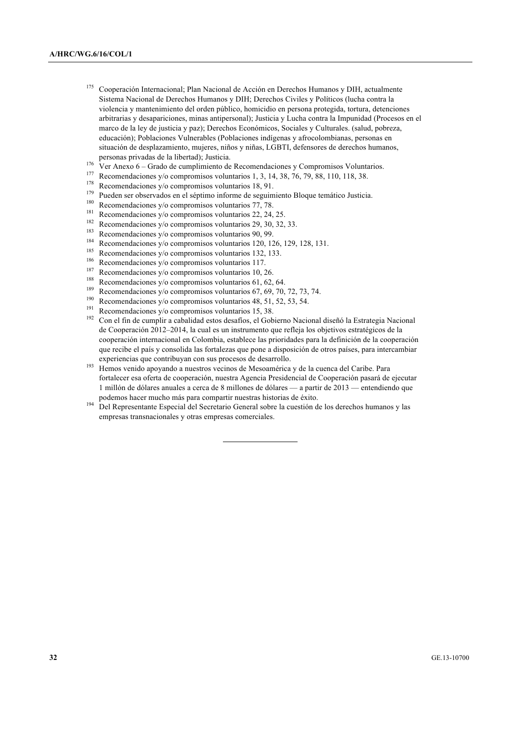[175] Cooperación Internacional; Plan Nacional de Acción en Derechos Humanos y DIH, actualmente Sistema Nacional de Derechos Humanos y DIH; Derechos Civiles y Políticos (lucha contra la violencia y mantenimiento del orden público, homicidio en persona protegida, tortura, detenciones arbitrarias y desapariciones, minas antipersonal); Justicia y Lucha contra la Impunidad (Procesos en el marco de la ley de justicia y paz); Derechos Económicos, Sociales y Culturales. (salud, pobreza, educación); Poblaciones Vulnerables (Poblaciones indígenas y afrocolombianas, personas en situación de desplazamiento, mujeres, niños y niñas, LGBTI, defensores de derechos humanos, personas privadas de la libertad); Justicia.

[176] Ver Anexo 6 – Grado de cumplimiento de Recomendaciones y Compromisos Voluntarios.

[177] Recomendaciones y/o compromisos voluntarios 1, 3, 14, 38, 76, 79, 88, 110, 118, 38.

[178] Recomendaciones y/o compromisos voluntarios 18, 91.

[179] Pueden ser observados en el séptimo informe de seguimiento Bloque temático Justicia.

[180] Recomendaciones y/o compromisos voluntarios 77, 78.

[181] Recomendaciones y/o compromisos voluntarios 22, 24, 25.

[182] Recomendaciones y/o compromisos voluntarios 29, 30, 32, 33.

[183] Recomendaciones y/o compromisos voluntarios 90, 99.

[184] Recomendaciones y/o compromisos voluntarios 120, 126, 129, 128, 131.

[185] Recomendaciones y/o compromisos voluntarios 132, 133.

[186] Recomendaciones y/o compromisos voluntarios 117.

[187] Recomendaciones y/o compromisos voluntarios 10, 26.

[188] Recomendaciones y/o compromisos voluntarios 61, 62, 64.

[189] Recomendaciones y/o compromisos voluntarios 67, 69, 70, 72, 73, 74.

[190] Recomendaciones y/o compromisos voluntarios 48, 51, 52, 53, 54.

[191] Recomendaciones y/o compromisos voluntarios 15, 38.

[192] Con el fin de cumplir a cabalidad estos desafíos, el Gobierno Nacional diseñó la Estrategia Nacional de Cooperación 2012–2014, la cual es un instrumento que refleja los objetivos estratégicos de la cooperación internacional en Colombia, establece las prioridades para la definición de la cooperación que recibe el país y consolida las fortalezas que pone a disposición de otros países, para intercambiar experiencias que contribuyan con sus procesos de desarrollo.

[193] Hemos venido apoyando a nuestros vecinos de Mesoamérica y de la cuenca del Caribe. Para fortalecer esa oferta de cooperación, nuestra Agencia Presidencial de Cooperación pasará de ejecutar 1 millón de dólares anuales a cerca de 8 millones de dólares — a partir de 2013 — entendiendo que podemos hacer mucho más para compartir nuestras historias de éxito.

[194] Del Representante Especial del Secretario General sobre la cuestión de los derechos humanos y las empresas transnacionales y otras empresas comerciales.